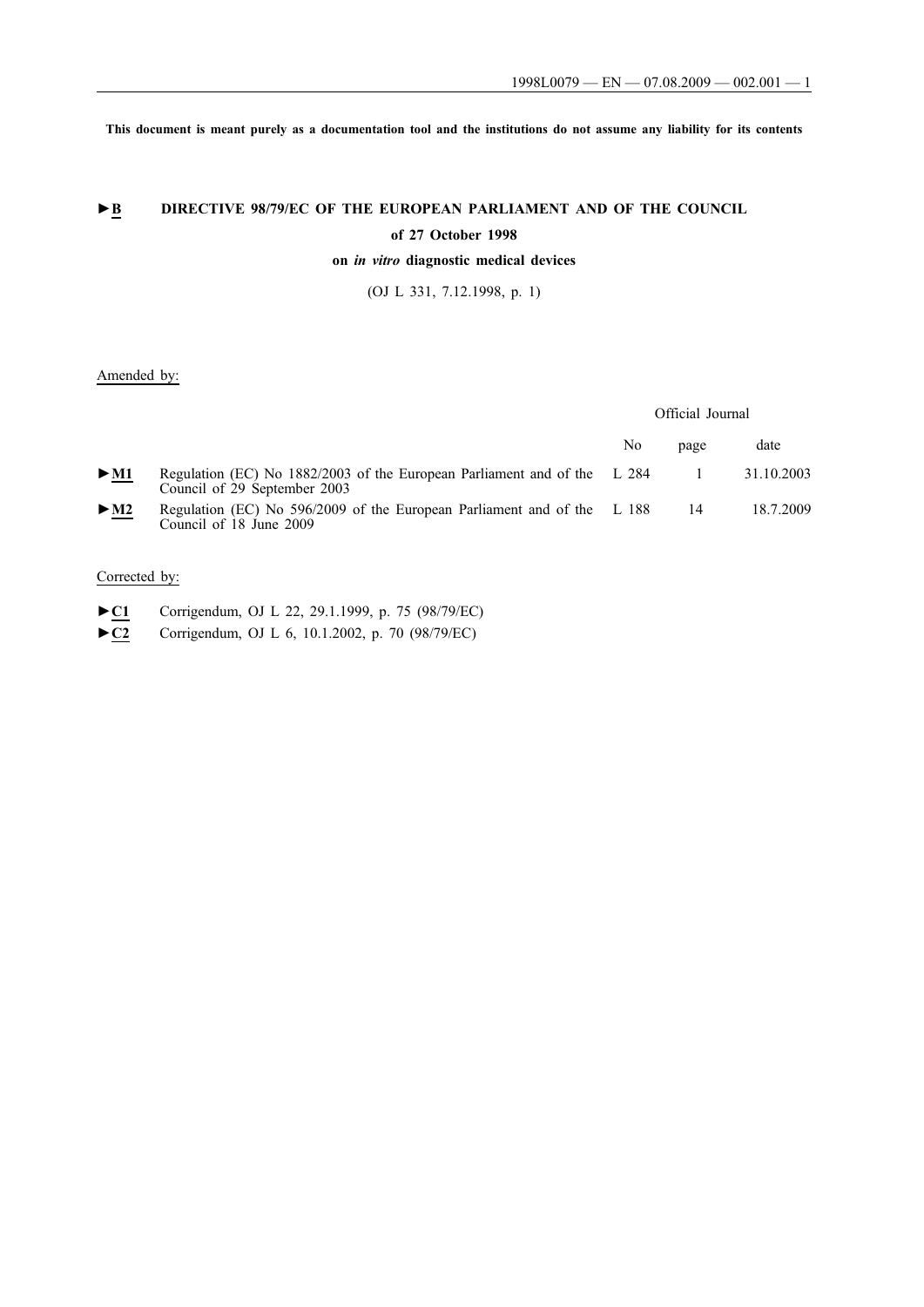This document is meant purely as a documentation tool and the institutions do not assume any liability for its contents

# ►B DIRECTIVE 98/79/EC OF THE EUROPEAN PARLIAMENT AND OF THE COUNCIL

## of 27 October 1998

## on *in vitro* diagnostic medical devices

(OJ L 331, 7.12.1998, p. 1)

Amended by:

| | | Official Journal | | |
|---|---|---|---|---|
| | | No | page | date |
| ►M1 | Regulation (EC) No 1882/2003 of the European Parliament and of the Council of 29 September 2003 | L 284 | 1 | 31.10.2003 |
| ►M2 | Regulation (EC) No 596/2009 of the European Parliament and of the Council of 18 June 2009 | L 188 | 14 | 18.7.2009 |

Corrected by:

►C1 Corrigendum, OJ L 22, 29.1.1999, p. 75 (98/79/EC)

►C2 Corrigendum, OJ L 6, 10.1.2002, p. 70 (98/79/EC)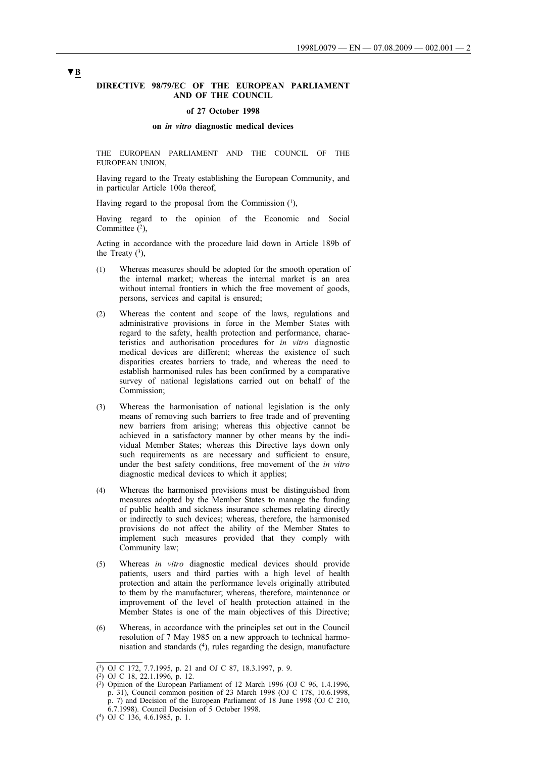▼B

**DIRECTIVE 98/79/EC OF THE EUROPEAN PARLIAMENT AND OF THE COUNCIL**

**of 27 October 1998**

**on *in vitro* diagnostic medical devices**

THE EUROPEAN PARLIAMENT AND THE COUNCIL OF THE EUROPEAN UNION,

Having regard to the Treaty establishing the European Community, and in particular Article 100a thereof,

Having regard to the proposal from the Commission ([1]),

Having regard to the opinion of the Economic and Social Committee ([2]),

Acting in accordance with the procedure laid down in Article 189b of the Treaty ([3]),

(1) Whereas measures should be adopted for the smooth operation of the internal market; whereas the internal market is an area without internal frontiers in which the free movement of goods, persons, services and capital is ensured;

(2) Whereas the content and scope of the laws, regulations and administrative provisions in force in the Member States with regard to the safety, health protection and performance, characteristics and authorisation procedures for *in vitro* diagnostic medical devices are different; whereas the existence of such disparities creates barriers to trade, and whereas the need to establish harmonised rules has been confirmed by a comparative survey of national legislations carried out on behalf of the Commission;

(3) Whereas the harmonisation of national legislation is the only means of removing such barriers to free trade and of preventing new barriers from arising; whereas this objective cannot be achieved in a satisfactory manner by other means by the individual Member States; whereas this Directive lays down only such requirements as are necessary and sufficient to ensure, under the best safety conditions, free movement of the *in vitro* diagnostic medical devices to which it applies;

(4) Whereas the harmonised provisions must be distinguished from measures adopted by the Member States to manage the funding of public health and sickness insurance schemes relating directly or indirectly to such devices; whereas, therefore, the harmonised provisions do not affect the ability of the Member States to implement such measures provided that they comply with Community law;

(5) Whereas *in vitro* diagnostic medical devices should provide patients, users and third parties with a high level of health protection and attain the performance levels originally attributed to them by the manufacturer; whereas, therefore, maintenance or improvement of the level of health protection attained in the Member States is one of the main objectives of this Directive;

(6) Whereas, in accordance with the principles set out in the Council resolution of 7 May 1985 on a new approach to technical harmonisation and standards ([4]), rules regarding the design, manufacture

---

([1]) OJ C 172, 7.7.1995, p. 21 and OJ C 87, 18.3.1997, p. 9.

([2]) OJ C 18, 22.1.1996, p. 12.

([3]) Opinion of the European Parliament of 12 March 1996 (OJ C 96, 1.4.1996, p. 31), Council common position of 23 March 1998 (OJ C 178, 10.6.1998, p. 7) and Decision of the European Parliament of 18 June 1998 (OJ C 210, 6.7.1998). Council Decision of 5 October 1998.

([4]) OJ C 136, 4.6.1985, p. 1.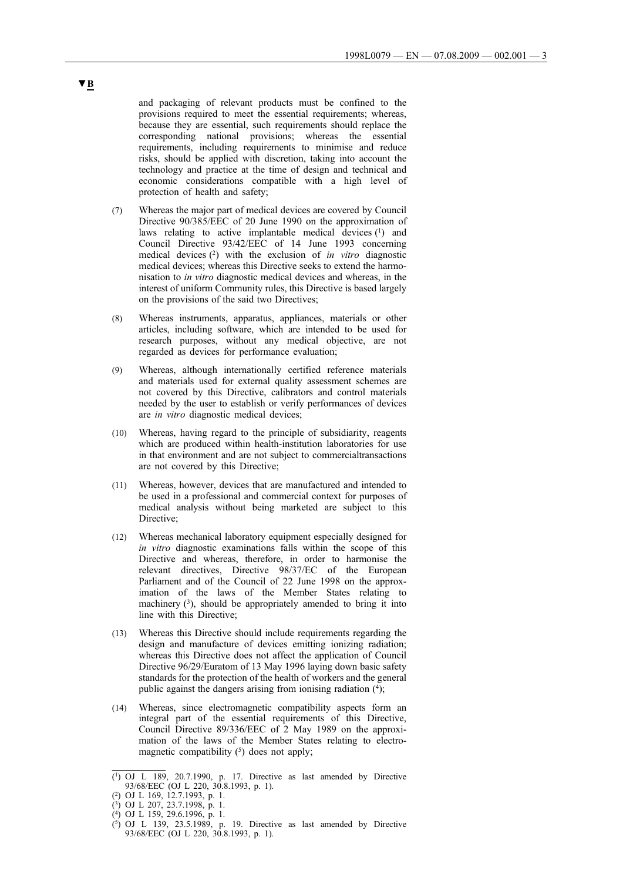**▼B**

and packaging of relevant products must be confined to the provisions required to meet the essential requirements; whereas, because they are essential, such requirements should replace the corresponding national provisions; whereas the essential requirements, including requirements to minimise and reduce risks, should be applied with discretion, taking into account the technology and practice at the time of design and technical and economic considerations compatible with a high level of protection of health and safety;

(7) Whereas the major part of medical devices are covered by Council Directive 90/385/EEC of 20 June 1990 on the approximation of laws relating to active implantable medical devices [1] and Council Directive 93/42/EEC of 14 June 1993 concerning medical devices [2] with the exclusion of *in vitro* diagnostic medical devices; whereas this Directive seeks to extend the harmonisation to *in vitro* diagnostic medical devices and whereas, in the interest of uniform Community rules, this Directive is based largely on the provisions of the said two Directives;

(8) Whereas instruments, apparatus, appliances, materials or other articles, including software, which are intended to be used for research purposes, without any medical objective, are not regarded as devices for performance evaluation;

(9) Whereas, although internationally certified reference materials and materials used for external quality assessment schemes are not covered by this Directive, calibrators and control materials needed by the user to establish or verify performances of devices are *in vitro* diagnostic medical devices;

(10) Whereas, having regard to the principle of subsidiarity, reagents which are produced within health-institution laboratories for use in that environment and are not subject to commercialtransactions are not covered by this Directive;

(11) Whereas, however, devices that are manufactured and intended to be used in a professional and commercial context for purposes of medical analysis without being marketed are subject to this Directive;

(12) Whereas mechanical laboratory equipment especially designed for *in vitro* diagnostic examinations falls within the scope of this Directive and whereas, therefore, in order to harmonise the relevant directives, Directive 98/37/EC of the European Parliament and of the Council of 22 June 1998 on the approximation of the laws of the Member States relating to machinery [3], should be appropriately amended to bring it into line with this Directive;

(13) Whereas this Directive should include requirements regarding the design and manufacture of devices emitting ionizing radiation; whereas this Directive does not affect the application of Council Directive 96/29/Euratom of 13 May 1996 laying down basic safety standards for the protection of the health of workers and the general public against the dangers arising from ionising radiation [4];

(14) Whereas, since electromagnetic compatibility aspects form an integral part of the essential requirements of this Directive, Council Directive 89/336/EEC of 2 May 1989 on the approximation of the laws of the Member States relating to electromagnetic compatibility [5] does not apply;

---

[1] OJ L 189, 20.7.1990, p. 17. Directive as last amended by Directive 93/68/EEC (OJ L 220, 30.8.1993, p. 1).

[2] OJ L 169, 12.7.1993, p. 1.

[3] OJ L 207, 23.7.1998, p. 1.

[4] OJ L 159, 29.6.1996, p. 1.

[5] OJ L 139, 23.5.1989, p. 19. Directive as last amended by Directive 93/68/EEC (OJ L 220, 30.8.1993, p. 1).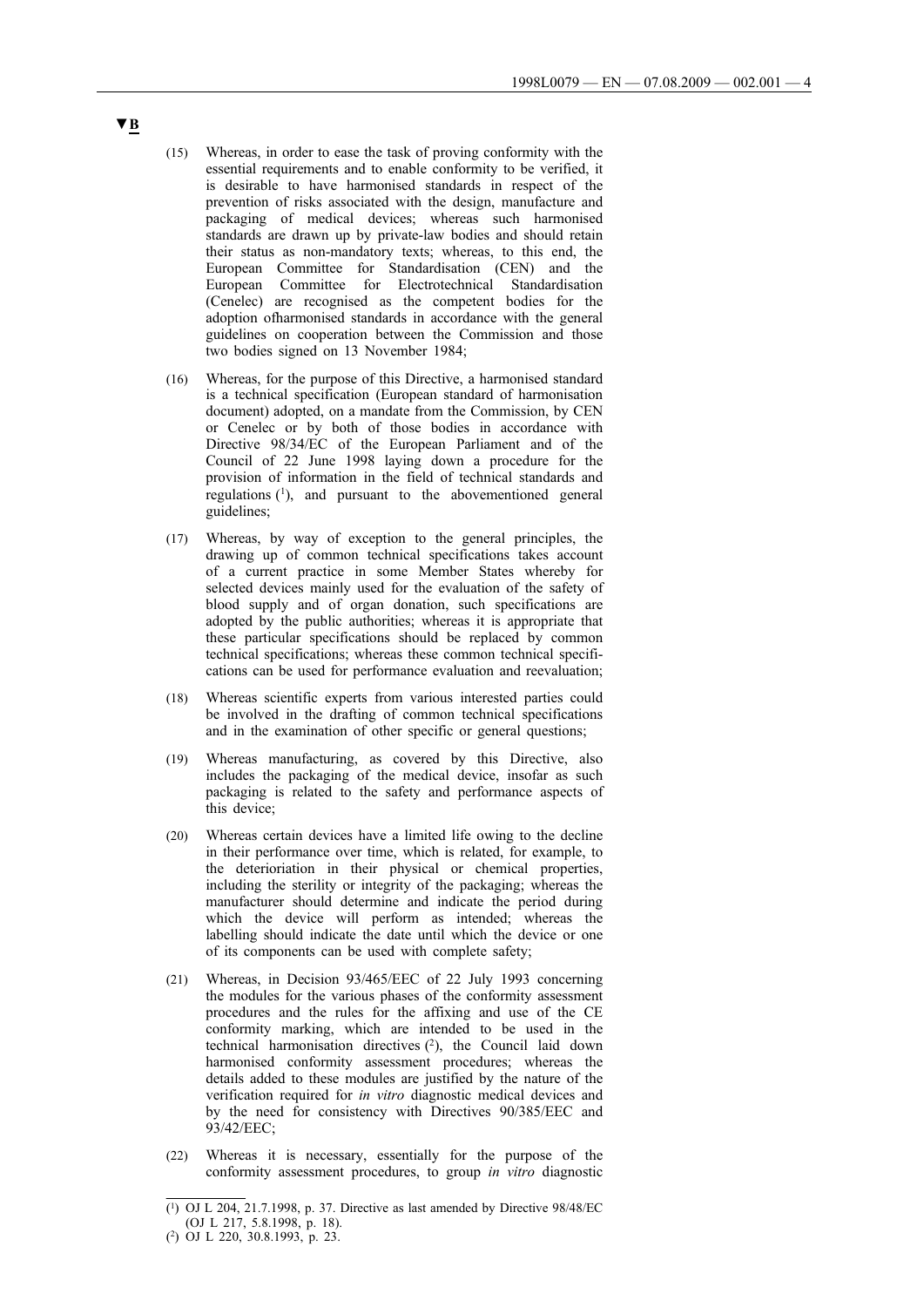▼B

(15) Whereas, in order to ease the task of proving conformity with the essential requirements and to enable conformity to be verified, it is desirable to have harmonised standards in respect of the prevention of risks associated with the design, manufacture and packaging of medical devices; whereas such harmonised standards are drawn up by private-law bodies and should retain their status as non-mandatory texts; whereas, to this end, the European Committee for Standardisation (CEN) and the European Committee for Electrotechnical Standardisation (Cenelec) are recognised as the competent bodies for the adoption ofharmonised standards in accordance with the general guidelines on cooperation between the Commission and those two bodies signed on 13 November 1984;

(16) Whereas, for the purpose of this Directive, a harmonised standard is a technical specification (European standard of harmonisation document) adopted, on a mandate from the Commission, by CEN or Cenelec or by both of those bodies in accordance with Directive 98/34/EC of the European Parliament and of the Council of 22 June 1998 laying down a procedure for the provision of information in the field of technical standards and regulations [1], and pursuant to the abovementioned general guidelines;

(17) Whereas, by way of exception to the general principles, the drawing up of common technical specifications takes account of a current practice in some Member States whereby for selected devices mainly used for the evaluation of the safety of blood supply and of organ donation, such specifications are adopted by the public authorities; whereas it is appropriate that these particular specifications should be replaced by common technical specifications; whereas these common technical specifications can be used for performance evaluation and reevaluation;

(18) Whereas scientific experts from various interested parties could be involved in the drafting of common technical specifications and in the examination of other specific or general questions;

(19) Whereas manufacturing, as covered by this Directive, also includes the packaging of the medical device, insofar as such packaging is related to the safety and performance aspects of this device;

(20) Whereas certain devices have a limited life owing to the decline in their performance over time, which is related, for example, to the deterioriation in their physical or chemical properties, including the sterility or integrity of the packaging; whereas the manufacturer should determine and indicate the period during which the device will perform as intended; whereas the labelling should indicate the date until which the device or one of its components can be used with complete safety;

(21) Whereas, in Decision 93/465/EEC of 22 July 1993 concerning the modules for the various phases of the conformity assessment procedures and the rules for the affixing and use of the CE conformity marking, which are intended to be used in the technical harmonisation directives [2], the Council laid down harmonised conformity assessment procedures; whereas the details added to these modules are justified by the nature of the verification required for *in vitro* diagnostic medical devices and by the need for consistency with Directives 90/385/EEC and 93/42/EEC;

(22) Whereas it is necessary, essentially for the purpose of the conformity assessment procedures, to group *in vitro* diagnostic

---

(1) OJ L 204, 21.7.1998, p. 37. Directive as last amended by Directive 98/48/EC (OJ L 217, 5.8.1998, p. 18).

(2) OJ L 220, 30.8.1993, p. 23.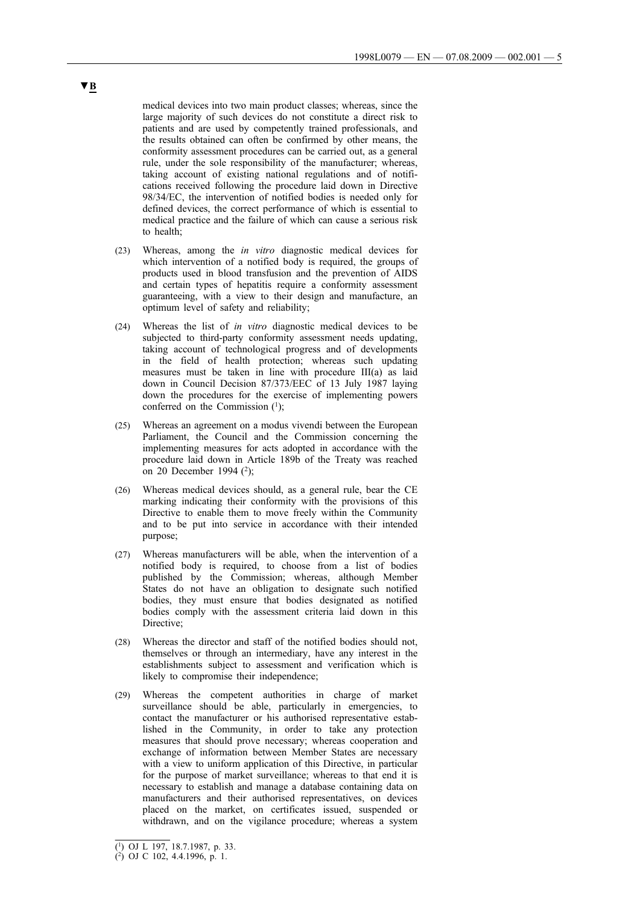▼B

medical devices into two main product classes; whereas, since the large majority of such devices do not constitute a direct risk to patients and are used by competently trained professionals, and the results obtained can often be confirmed by other means, the conformity assessment procedures can be carried out, as a general rule, under the sole responsibility of the manufacturer; whereas, taking account of existing national regulations and of notifications received following the procedure laid down in Directive 98/34/EC, the intervention of notified bodies is needed only for defined devices, the correct performance of which is essential to medical practice and the failure of which can cause a serious risk to health;

(23) Whereas, among the *in vitro* diagnostic medical devices for which intervention of a notified body is required, the groups of products used in blood transfusion and the prevention of AIDS and certain types of hepatitis require a conformity assessment guaranteeing, with a view to their design and manufacture, an optimum level of safety and reliability;

(24) Whereas the list of *in vitro* diagnostic medical devices to be subjected to third-party conformity assessment needs updating, taking account of technological progress and of developments in the field of health protection; whereas such updating measures must be taken in line with procedure III(a) as laid down in Council Decision 87/373/EEC of 13 July 1987 laying down the procedures for the exercise of implementing powers conferred on the Commission [1];

(25) Whereas an agreement on a modus vivendi between the European Parliament, the Council and the Commission concerning the implementing measures for acts adopted in accordance with the procedure laid down in Article 189b of the Treaty was reached on 20 December 1994 [2];

(26) Whereas medical devices should, as a general rule, bear the CE marking indicating their conformity with the provisions of this Directive to enable them to move freely within the Community and to be put into service in accordance with their intended purpose;

(27) Whereas manufacturers will be able, when the intervention of a notified body is required, to choose from a list of bodies published by the Commission; whereas, although Member States do not have an obligation to designate such notified bodies, they must ensure that bodies designated as notified bodies comply with the assessment criteria laid down in this Directive;

(28) Whereas the director and staff of the notified bodies should not, themselves or through an intermediary, have any interest in the establishments subject to assessment and verification which is likely to compromise their independence;

(29) Whereas the competent authorities in charge of market surveillance should be able, particularly in emergencies, to contact the manufacturer or his authorised representative established in the Community, in order to take any protection measures that should prove necessary; whereas cooperation and exchange of information between Member States are necessary with a view to uniform application of this Directive, in particular for the purpose of market surveillance; whereas to that end it is necessary to establish and manage a database containing data on manufacturers and their authorised representatives, on devices placed on the market, on certificates issued, suspended or withdrawn, and on the vigilance procedure; whereas a system

---

[1] OJ L 197, 18.7.1987, p. 33.

[2] OJ C 102, 4.4.1996, p. 1.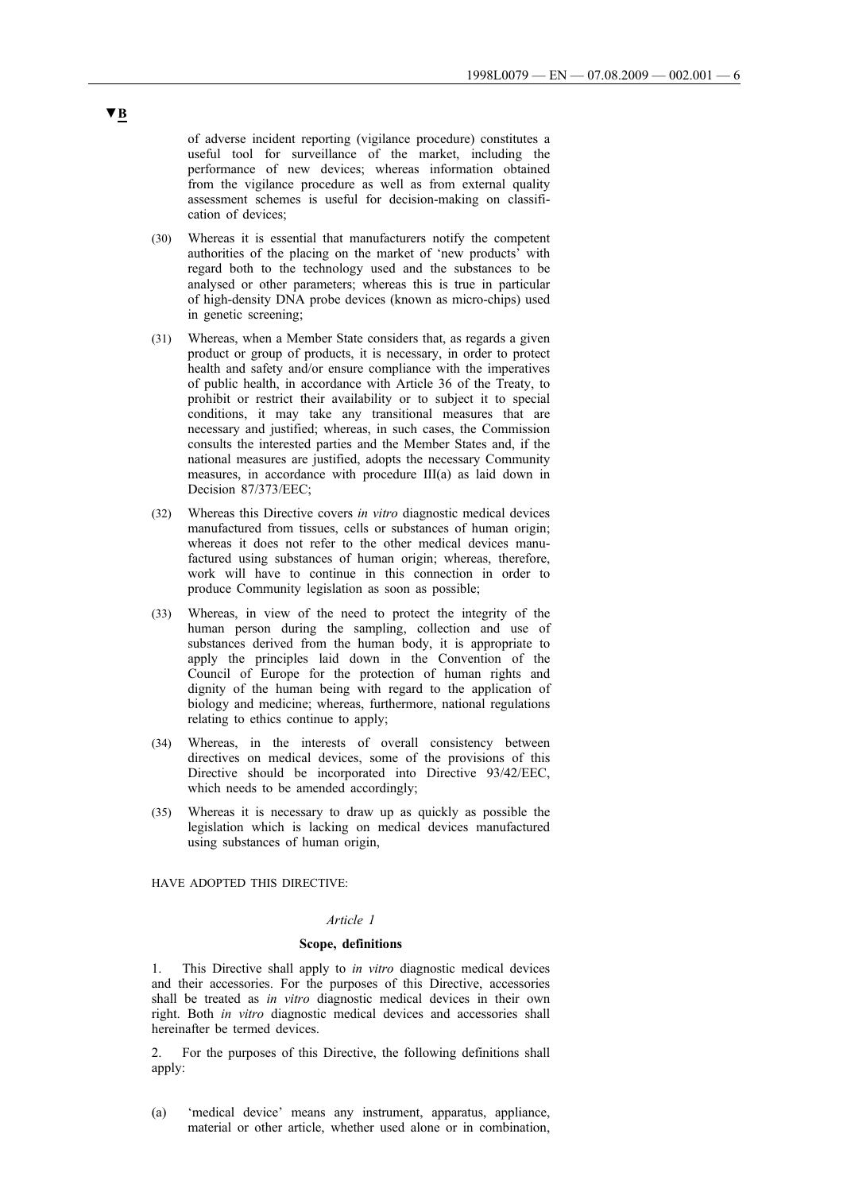▼B

of adverse incident reporting (vigilance procedure) constitutes a useful tool for surveillance of the market, including the performance of new devices; whereas information obtained from the vigilance procedure as well as from external quality assessment schemes is useful for decision-making on classification of devices;

(30) Whereas it is essential that manufacturers notify the competent authorities of the placing on the market of 'new products' with regard both to the technology used and the substances to be analysed or other parameters; whereas this is true in particular of high-density DNA probe devices (known as micro-chips) used in genetic screening;

(31) Whereas, when a Member State considers that, as regards a given product or group of products, it is necessary, in order to protect health and safety and/or ensure compliance with the imperatives of public health, in accordance with Article 36 of the Treaty, to prohibit or restrict their availability or to subject it to special conditions, it may take any transitional measures that are necessary and justified; whereas, in such cases, the Commission consults the interested parties and the Member States and, if the national measures are justified, adopts the necessary Community measures, in accordance with procedure III(a) as laid down in Decision 87/373/EEC;

(32) Whereas this Directive covers *in vitro* diagnostic medical devices manufactured from tissues, cells or substances of human origin; whereas it does not refer to the other medical devices manufactured using substances of human origin; whereas, therefore, work will have to continue in this connection in order to produce Community legislation as soon as possible;

(33) Whereas, in view of the need to protect the integrity of the human person during the sampling, collection and use of substances derived from the human body, it is appropriate to apply the principles laid down in the Convention of the Council of Europe for the protection of human rights and dignity of the human being with regard to the application of biology and medicine; whereas, furthermore, national regulations relating to ethics continue to apply;

(34) Whereas, in the interests of overall consistency between directives on medical devices, some of the provisions of this Directive should be incorporated into Directive 93/42/EEC, which needs to be amended accordingly;

(35) Whereas it is necessary to draw up as quickly as possible the legislation which is lacking on medical devices manufactured using substances of human origin,

HAVE ADOPTED THIS DIRECTIVE:

*Article 1*

**Scope, definitions**

1. This Directive shall apply to *in vitro* diagnostic medical devices and their accessories. For the purposes of this Directive, accessories shall be treated as *in vitro* diagnostic medical devices in their own right. Both *in vitro* diagnostic medical devices and accessories shall hereinafter be termed devices.

2. For the purposes of this Directive, the following definitions shall apply:

(a) 'medical device' means any instrument, apparatus, appliance, material or other article, whether used alone or in combination,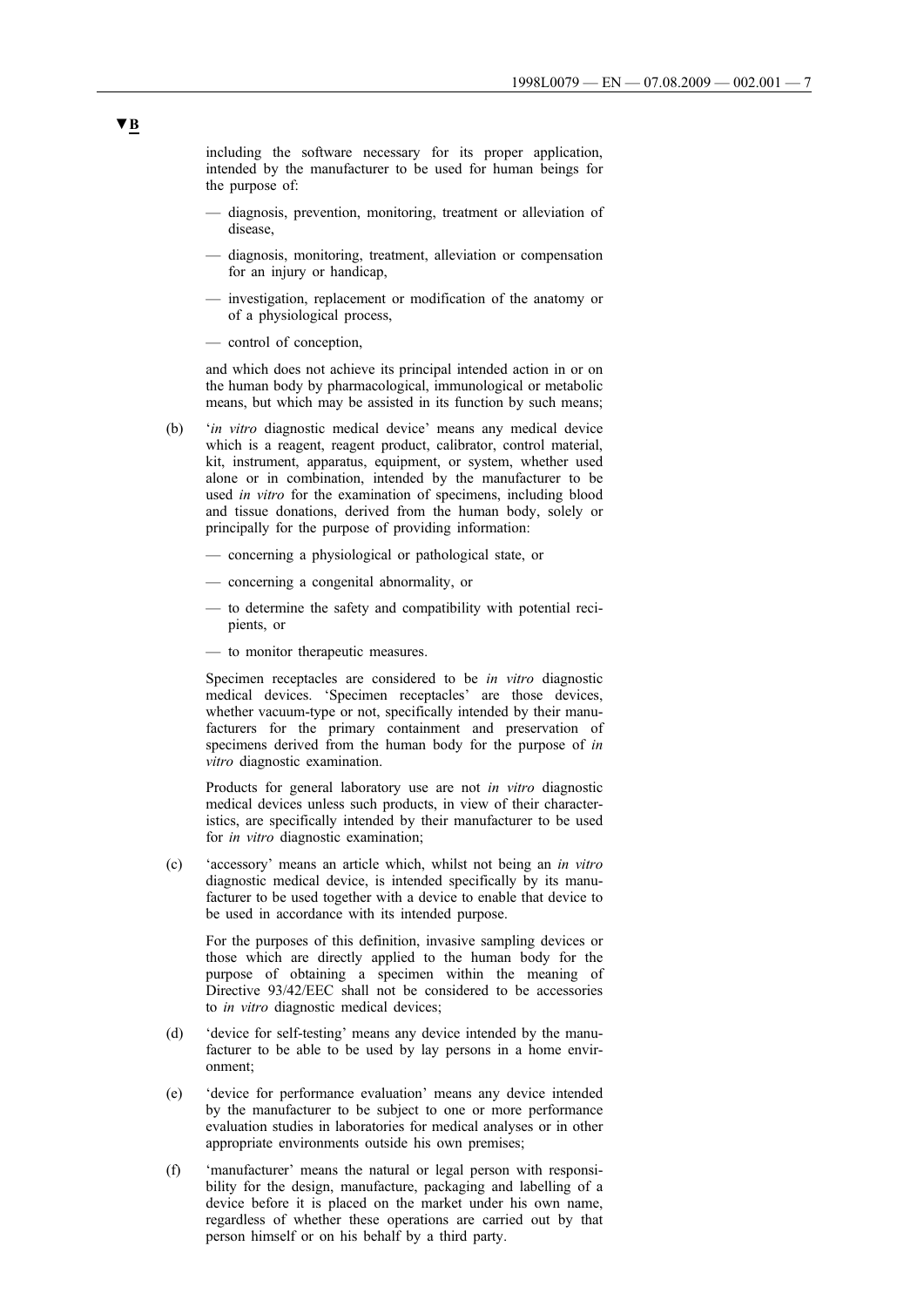▼B

including the software necessary for its proper application, intended by the manufacturer to be used for human beings for the purpose of:

— diagnosis, prevention, monitoring, treatment or alleviation of disease,

— diagnosis, monitoring, treatment, alleviation or compensation for an injury or handicap,

— investigation, replacement or modification of the anatomy or of a physiological process,

— control of conception,

and which does not achieve its principal intended action in or on the human body by pharmacological, immunological or metabolic means, but which may be assisted in its function by such means;

(b) '*in vitro* diagnostic medical device' means any medical device which is a reagent, reagent product, calibrator, control material, kit, instrument, apparatus, equipment, or system, whether used alone or in combination, intended by the manufacturer to be used *in vitro* for the examination of specimens, including blood and tissue donations, derived from the human body, solely or principally for the purpose of providing information:

— concerning a physiological or pathological state, or

— concerning a congenital abnormality, or

— to determine the safety and compatibility with potential recipients, or

— to monitor therapeutic measures.

Specimen receptacles are considered to be *in vitro* diagnostic medical devices. 'Specimen receptacles' are those devices, whether vacuum-type or not, specifically intended by their manufacturers for the primary containment and preservation of specimens derived from the human body for the purpose of *in vitro* diagnostic examination.

Products for general laboratory use are not *in vitro* diagnostic medical devices unless such products, in view of their characteristics, are specifically intended by their manufacturer to be used for *in vitro* diagnostic examination;

(c) 'accessory' means an article which, whilst not being an *in vitro* diagnostic medical device, is intended specifically by its manufacturer to be used together with a device to enable that device to be used in accordance with its intended purpose.

For the purposes of this definition, invasive sampling devices or those which are directly applied to the human body for the purpose of obtaining a specimen within the meaning of Directive 93/42/EEC shall not be considered to be accessories to *in vitro* diagnostic medical devices;

(d) 'device for self-testing' means any device intended by the manufacturer to be able to be used by lay persons in a home environment;

(e) 'device for performance evaluation' means any device intended by the manufacturer to be subject to one or more performance evaluation studies in laboratories for medical analyses or in other appropriate environments outside his own premises;

(f) 'manufacturer' means the natural or legal person with responsibility for the design, manufacture, packaging and labelling of a device before it is placed on the market under his own name, regardless of whether these operations are carried out by that person himself or on his behalf by a third party.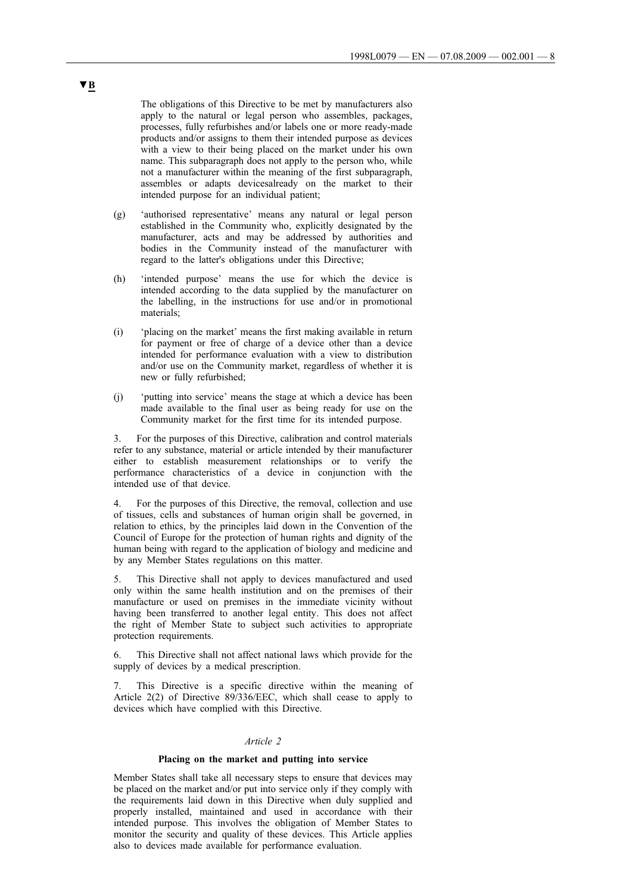▼B

The obligations of this Directive to be met by manufacturers also apply to the natural or legal person who assembles, packages, processes, fully refurbishes and/or labels one or more ready-made products and/or assigns to them their intended purpose as devices with a view to their being placed on the market under his own name. This subparagraph does not apply to the person who, while not a manufacturer within the meaning of the first subparagraph, assembles or adapts devicesalready on the market to their intended purpose for an individual patient;

(g) 'authorised representative' means any natural or legal person established in the Community who, explicitly designated by the manufacturer, acts and may be addressed by authorities and bodies in the Community instead of the manufacturer with regard to the latter's obligations under this Directive;

(h) 'intended purpose' means the use for which the device is intended according to the data supplied by the manufacturer on the labelling, in the instructions for use and/or in promotional materials;

(i) 'placing on the market' means the first making available in return for payment or free of charge of a device other than a device intended for performance evaluation with a view to distribution and/or use on the Community market, regardless of whether it is new or fully refurbished;

(j) 'putting into service' means the stage at which a device has been made available to the final user as being ready for use on the Community market for the first time for its intended purpose.

3. For the purposes of this Directive, calibration and control materials refer to any substance, material or article intended by their manufacturer either to establish measurement relationships or to verify the performance characteristics of a device in conjunction with the intended use of that device.

4. For the purposes of this Directive, the removal, collection and use of tissues, cells and substances of human origin shall be governed, in relation to ethics, by the principles laid down in the Convention of the Council of Europe for the protection of human rights and dignity of the human being with regard to the application of biology and medicine and by any Member States regulations on this matter.

5. This Directive shall not apply to devices manufactured and used only within the same health institution and on the premises of their manufacture or used on premises in the immediate vicinity without having been transferred to another legal entity. This does not affect the right of Member State to subject such activities to appropriate protection requirements.

6. This Directive shall not affect national laws which provide for the supply of devices by a medical prescription.

7. This Directive is a specific directive within the meaning of Article 2(2) of Directive 89/336/EEC, which shall cease to apply to devices which have complied with this Directive.

*Article 2*

**Placing on the market and putting into service**

Member States shall take all necessary steps to ensure that devices may be placed on the market and/or put into service only if they comply with the requirements laid down in this Directive when duly supplied and properly installed, maintained and used in accordance with their intended purpose. This involves the obligation of Member States to monitor the security and quality of these devices. This Article applies also to devices made available for performance evaluation.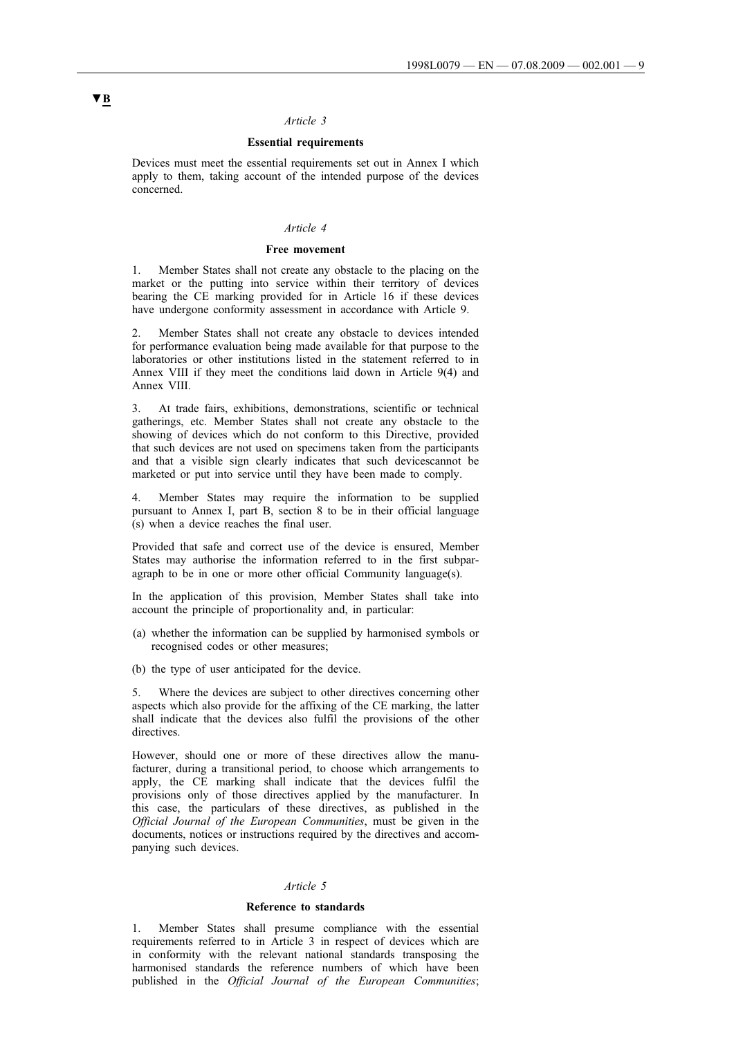▼B

*Article 3*

**Essential requirements**

Devices must meet the essential requirements set out in Annex I which apply to them, taking account of the intended purpose of the devices concerned.

*Article 4*

**Free movement**

1. Member States shall not create any obstacle to the placing on the market or the putting into service within their territory of devices bearing the CE marking provided for in Article 16 if these devices have undergone conformity assessment in accordance with Article 9.

2. Member States shall not create any obstacle to devices intended for performance evaluation being made available for that purpose to the laboratories or other institutions listed in the statement referred to in Annex VIII if they meet the conditions laid down in Article 9(4) and Annex VIII.

3. At trade fairs, exhibitions, demonstrations, scientific or technical gatherings, etc. Member States shall not create any obstacle to the showing of devices which do not conform to this Directive, provided that such devices are not used on specimens taken from the participants and that a visible sign clearly indicates that such devicescannot be marketed or put into service until they have been made to comply.

4. Member States may require the information to be supplied pursuant to Annex I, part B, section 8 to be in their official language (s) when a device reaches the final user.

Provided that safe and correct use of the device is ensured, Member States may authorise the information referred to in the first subparagraph to be in one or more other official Community language(s).

In the application of this provision, Member States shall take into account the principle of proportionality and, in particular:

(a) whether the information can be supplied by harmonised symbols or recognised codes or other measures;

(b) the type of user anticipated for the device.

5. Where the devices are subject to other directives concerning other aspects which also provide for the affixing of the CE marking, the latter shall indicate that the devices also fulfil the provisions of the other directives.

However, should one or more of these directives allow the manufacturer, during a transitional period, to choose which arrangements to apply, the CE marking shall indicate that the devices fulfil the provisions only of those directives applied by the manufacturer. In this case, the particulars of these directives, as published in the *Official Journal of the European Communities*, must be given in the documents, notices or instructions required by the directives and accompanying such devices.

*Article 5*

**Reference to standards**

1. Member States shall presume compliance with the essential requirements referred to in Article 3 in respect of devices which are in conformity with the relevant national standards transposing the harmonised standards the reference numbers of which have been published in the *Official Journal of the European Communities*;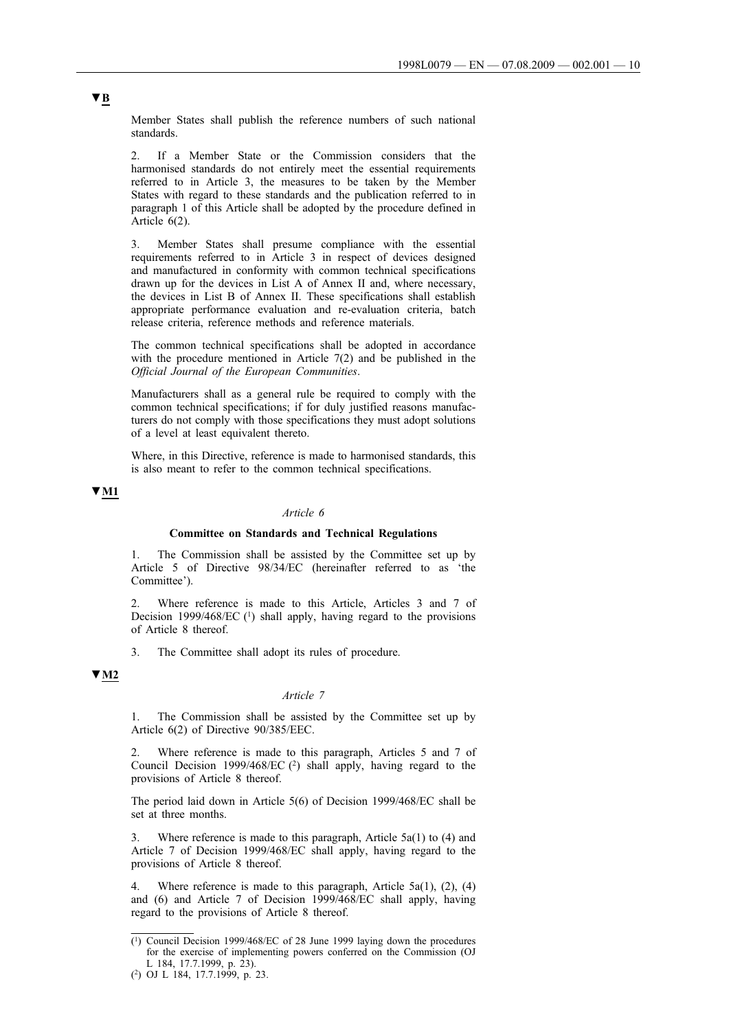▼B

Member States shall publish the reference numbers of such national standards.

2. If a Member State or the Commission considers that the harmonised standards do not entirely meet the essential requirements referred to in Article 3, the measures to be taken by the Member States with regard to these standards and the publication referred to in paragraph 1 of this Article shall be adopted by the procedure defined in Article 6(2).

3. Member States shall presume compliance with the essential requirements referred to in Article 3 in respect of devices designed and manufactured in conformity with common technical specifications drawn up for the devices in List A of Annex II and, where necessary, the devices in List B of Annex II. These specifications shall establish appropriate performance evaluation and re-evaluation criteria, batch release criteria, reference methods and reference materials.

The common technical specifications shall be adopted in accordance with the procedure mentioned in Article 7(2) and be published in the *Official Journal of the European Communities*.

Manufacturers shall as a general rule be required to comply with the common technical specifications; if for duly justified reasons manufacturers do not comply with those specifications they must adopt solutions of a level at least equivalent thereto.

Where, in this Directive, reference is made to harmonised standards, this is also meant to refer to the common technical specifications.

▼M1

*Article 6*

**Committee on Standards and Technical Regulations**

1. The Commission shall be assisted by the Committee set up by Article 5 of Directive 98/34/EC (hereinafter referred to as 'the Committee').

2. Where reference is made to this Article, Articles 3 and 7 of Decision 1999/468/EC [1] shall apply, having regard to the provisions of Article 8 thereof.

3. The Committee shall adopt its rules of procedure.

▼M2

*Article 7*

1. The Commission shall be assisted by the Committee set up by Article 6(2) of Directive 90/385/EEC.

2. Where reference is made to this paragraph, Articles 5 and 7 of Council Decision 1999/468/EC [2] shall apply, having regard to the provisions of Article 8 thereof.

The period laid down in Article 5(6) of Decision 1999/468/EC shall be set at three months.

3. Where reference is made to this paragraph, Article 5a(1) to (4) and Article 7 of Decision 1999/468/EC shall apply, having regard to the provisions of Article 8 thereof.

4. Where reference is made to this paragraph, Article 5a(1), (2), (4) and (6) and Article 7 of Decision 1999/468/EC shall apply, having regard to the provisions of Article 8 thereof.

---

[1] Council Decision 1999/468/EC of 28 June 1999 laying down the procedures for the exercise of implementing powers conferred on the Commission (OJ L 184, 17.7.1999, p. 23).

[2] OJ L 184, 17.7.1999, p. 23.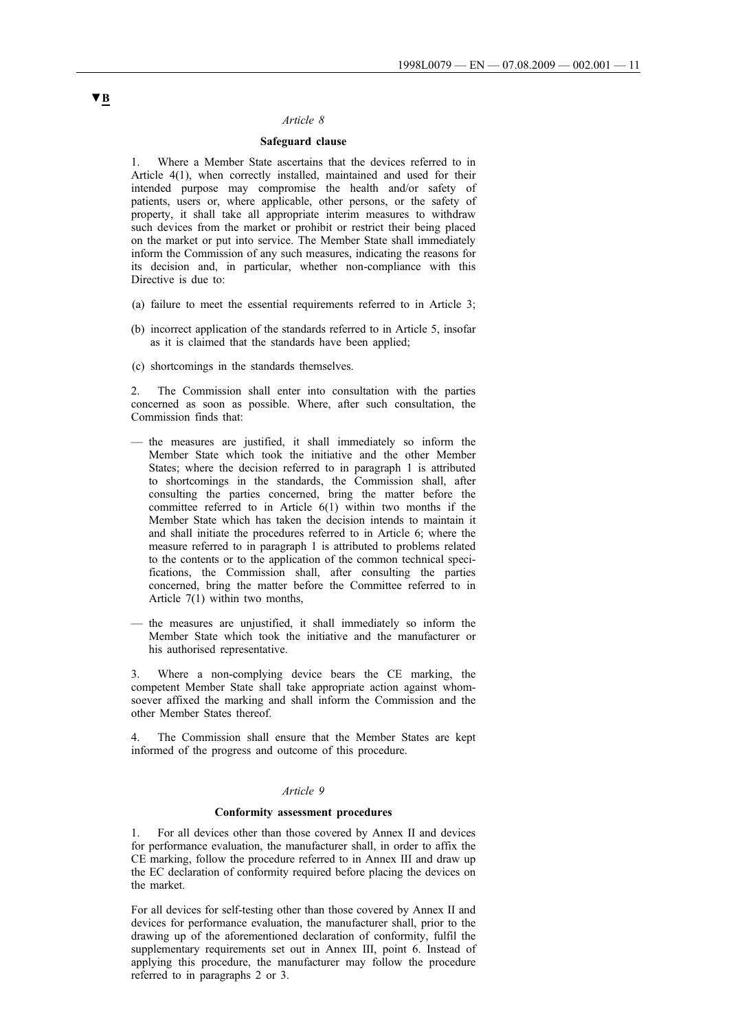▼B

*Article 8*

**Safeguard clause**

1. Where a Member State ascertains that the devices referred to in Article 4(1), when correctly installed, maintained and used for their intended purpose may compromise the health and/or safety of patients, users or, where applicable, other persons, or the safety of property, it shall take all appropriate interim measures to withdraw such devices from the market or prohibit or restrict their being placed on the market or put into service. The Member State shall immediately inform the Commission of any such measures, indicating the reasons for its decision and, in particular, whether non-compliance with this Directive is due to:

(a) failure to meet the essential requirements referred to in Article 3;

(b) incorrect application of the standards referred to in Article 5, insofar as it is claimed that the standards have been applied;

(c) shortcomings in the standards themselves.

2. The Commission shall enter into consultation with the parties concerned as soon as possible. Where, after such consultation, the Commission finds that:

— the measures are justified, it shall immediately so inform the Member State which took the initiative and the other Member States; where the decision referred to in paragraph 1 is attributed to shortcomings in the standards, the Commission shall, after consulting the parties concerned, bring the matter before the committee referred to in Article 6(1) within two months if the Member State which has taken the decision intends to maintain it and shall initiate the procedures referred to in Article 6; where the measure referred to in paragraph 1 is attributed to problems related to the contents or to the application of the common technical specifications, the Commission shall, after consulting the parties concerned, bring the matter before the Committee referred to in Article 7(1) within two months,

— the measures are unjustified, it shall immediately so inform the Member State which took the initiative and the manufacturer or his authorised representative.

3. Where a non-complying device bears the CE marking, the competent Member State shall take appropriate action against whomsoever affixed the marking and shall inform the Commission and the other Member States thereof.

4. The Commission shall ensure that the Member States are kept informed of the progress and outcome of this procedure.

*Article 9*

**Conformity assessment procedures**

1. For all devices other than those covered by Annex II and devices for performance evaluation, the manufacturer shall, in order to affix the CE marking, follow the procedure referred to in Annex III and draw up the EC declaration of conformity required before placing the devices on the market.

For all devices for self-testing other than those covered by Annex II and devices for performance evaluation, the manufacturer shall, prior to the drawing up of the aforementioned declaration of conformity, fulfil the supplementary requirements set out in Annex III, point 6. Instead of applying this procedure, the manufacturer may follow the procedure referred to in paragraphs 2 or 3.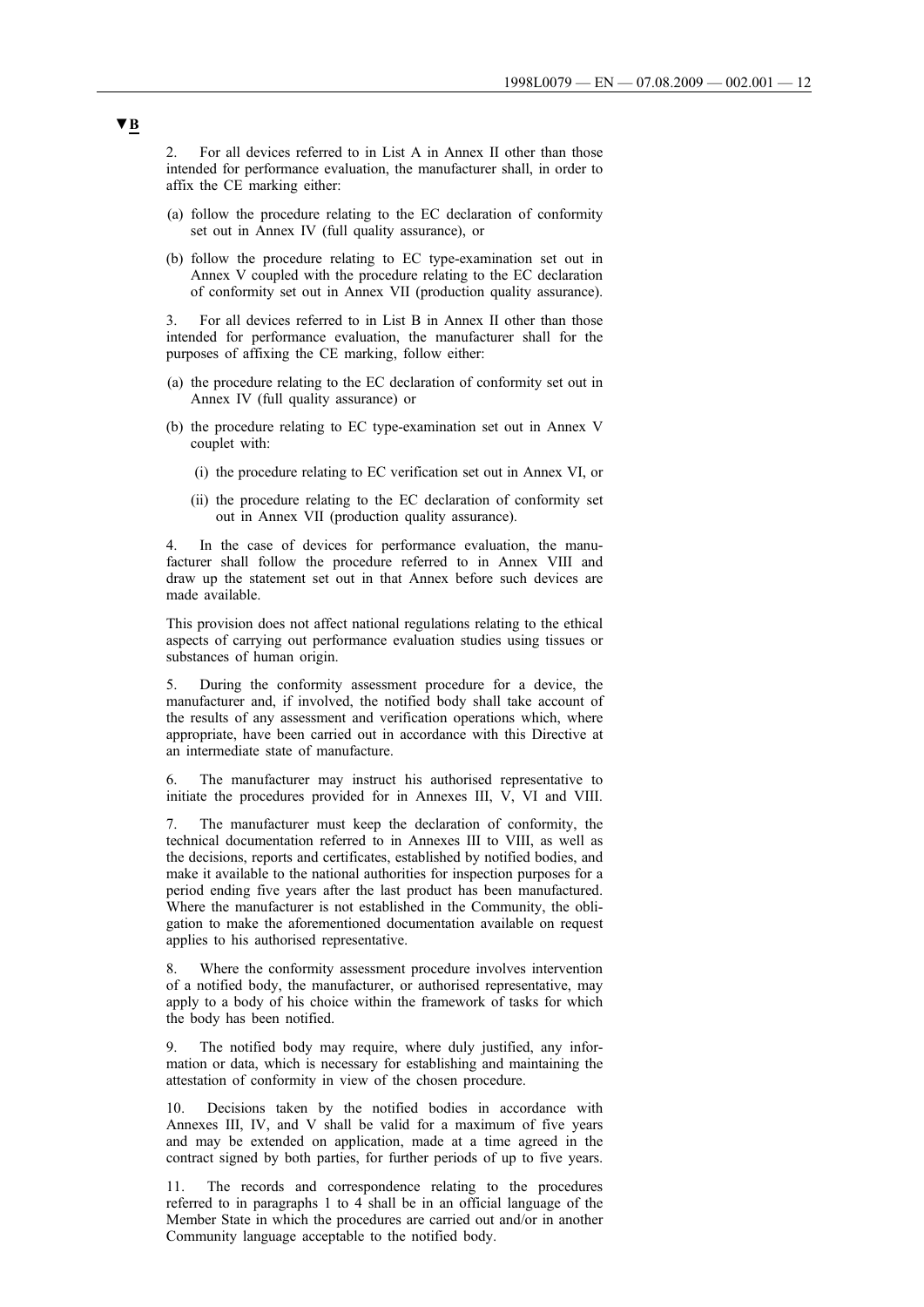▼B

2. For all devices referred to in List A in Annex II other than those intended for performance evaluation, the manufacturer shall, in order to affix the CE marking either:

(a) follow the procedure relating to the EC declaration of conformity set out in Annex IV (full quality assurance), or

(b) follow the procedure relating to EC type-examination set out in Annex V coupled with the procedure relating to the EC declaration of conformity set out in Annex VII (production quality assurance).

3. For all devices referred to in List B in Annex II other than those intended for performance evaluation, the manufacturer shall for the purposes of affixing the CE marking, follow either:

(a) the procedure relating to the EC declaration of conformity set out in Annex IV (full quality assurance) or

(b) the procedure relating to EC type-examination set out in Annex V couplet with:

(i) the procedure relating to EC verification set out in Annex VI, or

(ii) the procedure relating to the EC declaration of conformity set out in Annex VII (production quality assurance).

4. In the case of devices for performance evaluation, the manufacturer shall follow the procedure referred to in Annex VIII and draw up the statement set out in that Annex before such devices are made available.

This provision does not affect national regulations relating to the ethical aspects of carrying out performance evaluation studies using tissues or substances of human origin.

5. During the conformity assessment procedure for a device, the manufacturer and, if involved, the notified body shall take account of the results of any assessment and verification operations which, where appropriate, have been carried out in accordance with this Directive at an intermediate state of manufacture.

6. The manufacturer may instruct his authorised representative to initiate the procedures provided for in Annexes III, V, VI and VIII.

7. The manufacturer must keep the declaration of conformity, the technical documentation referred to in Annexes III to VIII, as well as the decisions, reports and certificates, established by notified bodies, and make it available to the national authorities for inspection purposes for a period ending five years after the last product has been manufactured. Where the manufacturer is not established in the Community, the obligation to make the aforementioned documentation available on request applies to his authorised representative.

8. Where the conformity assessment procedure involves intervention of a notified body, the manufacturer, or authorised representative, may apply to a body of his choice within the framework of tasks for which the body has been notified.

9. The notified body may require, where duly justified, any information or data, which is necessary for establishing and maintaining the attestation of conformity in view of the chosen procedure.

10. Decisions taken by the notified bodies in accordance with Annexes III, IV, and V shall be valid for a maximum of five years and may be extended on application, made at a time agreed in the contract signed by both parties, for further periods of up to five years.

11. The records and correspondence relating to the procedures referred to in paragraphs 1 to 4 shall be in an official language of the Member State in which the procedures are carried out and/or in another Community language acceptable to the notified body.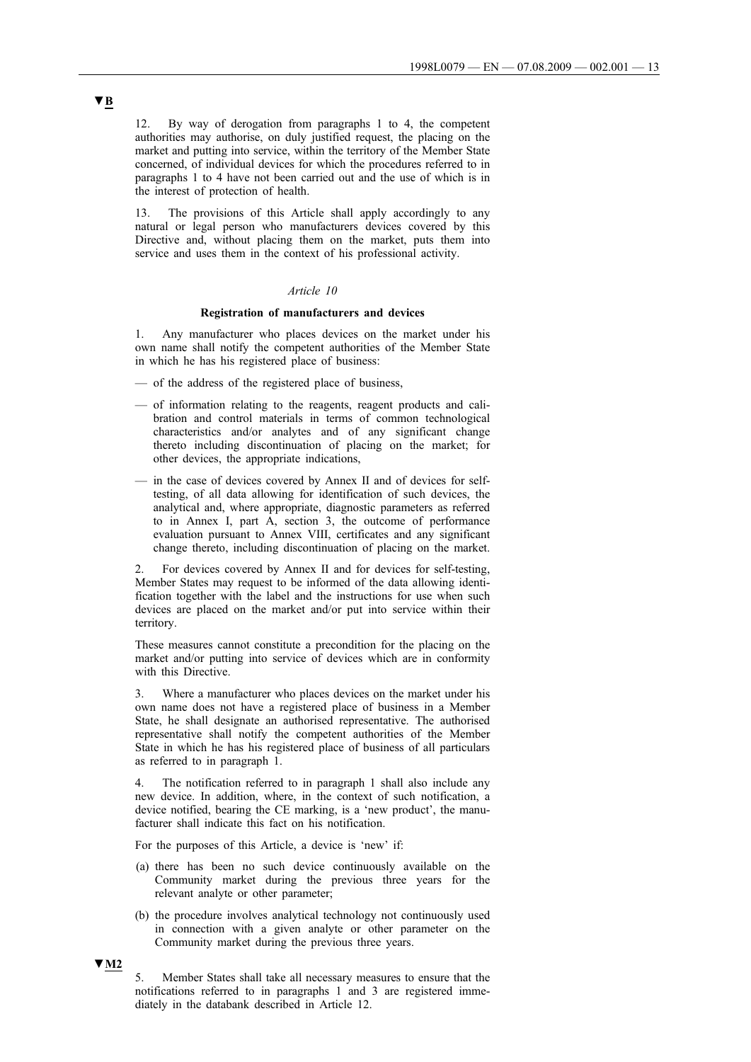▼B

12. By way of derogation from paragraphs 1 to 4, the competent authorities may authorise, on duly justified request, the placing on the market and putting into service, within the territory of the Member State concerned, of individual devices for which the procedures referred to in paragraphs 1 to 4 have not been carried out and the use of which is in the interest of protection of health.

13. The provisions of this Article shall apply accordingly to any natural or legal person who manufacturers devices covered by this Directive and, without placing them on the market, puts them into service and uses them in the context of his professional activity.

*Article 10*

**Registration of manufacturers and devices**

1. Any manufacturer who places devices on the market under his own name shall notify the competent authorities of the Member State in which he has his registered place of business:

— of the address of the registered place of business,

— of information relating to the reagents, reagent products and calibration and control materials in terms of common technological characteristics and/or analytes and of any significant change thereto including discontinuation of placing on the market; for other devices, the appropriate indications,

— in the case of devices covered by Annex II and of devices for self-testing, of all data allowing for identification of such devices, the analytical and, where appropriate, diagnostic parameters as referred to in Annex I, part A, section 3, the outcome of performance evaluation pursuant to Annex VIII, certificates and any significant change thereto, including discontinuation of placing on the market.

2. For devices covered by Annex II and for devices for self-testing, Member States may request to be informed of the data allowing identification together with the label and the instructions for use when such devices are placed on the market and/or put into service within their territory.

These measures cannot constitute a precondition for the placing on the market and/or putting into service of devices which are in conformity with this Directive.

3. Where a manufacturer who places devices on the market under his own name does not have a registered place of business in a Member State, he shall designate an authorised representative. The authorised representative shall notify the competent authorities of the Member State in which he has his registered place of business of all particulars as referred to in paragraph 1.

4. The notification referred to in paragraph 1 shall also include any new device. In addition, where, in the context of such notification, a device notified, bearing the CE marking, is a 'new product', the manufacturer shall indicate this fact on his notification.

For the purposes of this Article, a device is 'new' if:

(a) there has been no such device continuously available on the Community market during the previous three years for the relevant analyte or other parameter;

(b) the procedure involves analytical technology not continuously used in connection with a given analyte or other parameter on the Community market during the previous three years.

▼M2

5. Member States shall take all necessary measures to ensure that the notifications referred to in paragraphs 1 and 3 are registered immediately in the databank described in Article 12.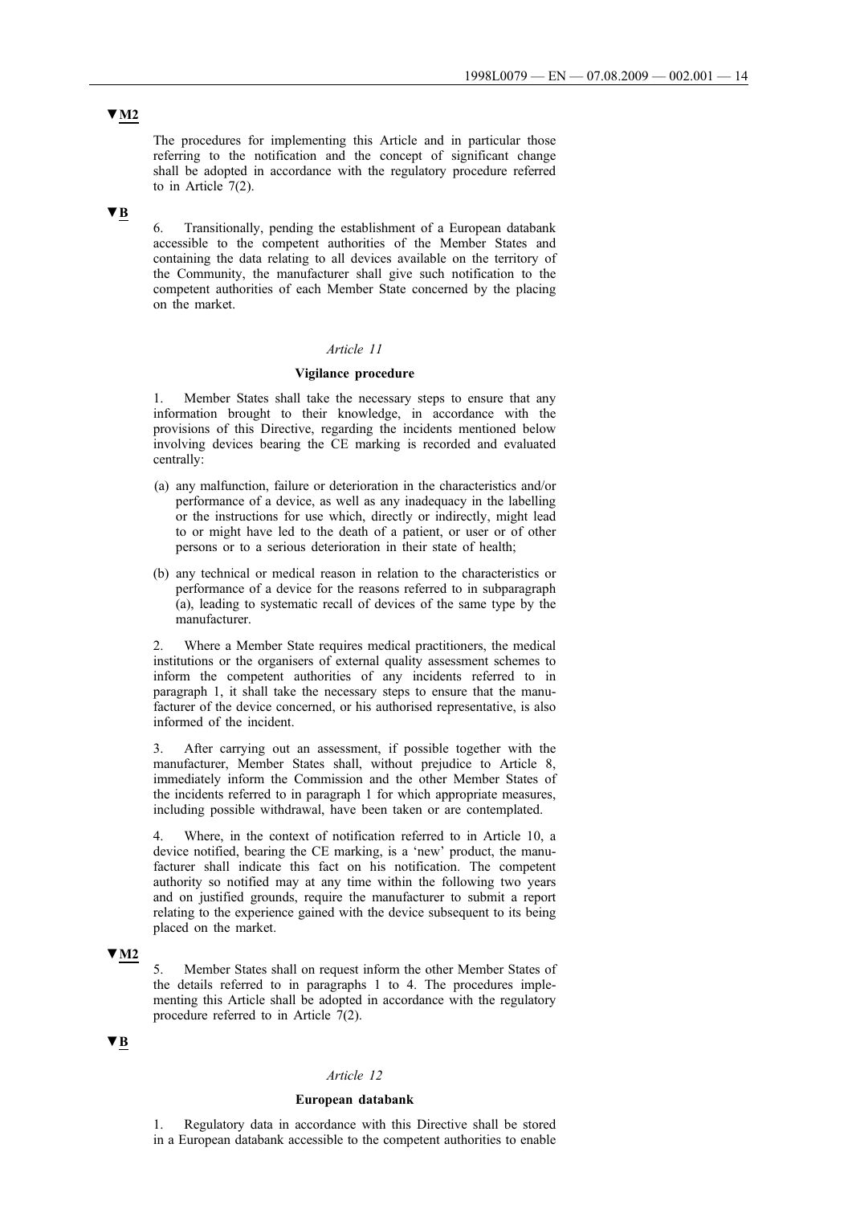▼M2

The procedures for implementing this Article and in particular those referring to the notification and the concept of significant change shall be adopted in accordance with the regulatory procedure referred to in Article 7(2).

▼B

6. Transitionally, pending the establishment of a European databank accessible to the competent authorities of the Member States and containing the data relating to all devices available on the territory of the Community, the manufacturer shall give such notification to the competent authorities of each Member State concerned by the placing on the market.

*Article 11*

**Vigilance procedure**

1. Member States shall take the necessary steps to ensure that any information brought to their knowledge, in accordance with the provisions of this Directive, regarding the incidents mentioned below involving devices bearing the CE marking is recorded and evaluated centrally:

(a) any malfunction, failure or deterioration in the characteristics and/or performance of a device, as well as any inadequacy in the labelling or the instructions for use which, directly or indirectly, might lead to or might have led to the death of a patient, or user or of other persons or to a serious deterioration in their state of health;

(b) any technical or medical reason in relation to the characteristics or performance of a device for the reasons referred to in subparagraph (a), leading to systematic recall of devices of the same type by the manufacturer.

2. Where a Member State requires medical practitioners, the medical institutions or the organisers of external quality assessment schemes to inform the competent authorities of any incidents referred to in paragraph 1, it shall take the necessary steps to ensure that the manufacturer of the device concerned, or his authorised representative, is also informed of the incident.

3. After carrying out an assessment, if possible together with the manufacturer, Member States shall, without prejudice to Article 8, immediately inform the Commission and the other Member States of the incidents referred to in paragraph 1 for which appropriate measures, including possible withdrawal, have been taken or are contemplated.

4. Where, in the context of notification referred to in Article 10, a device notified, bearing the CE marking, is a 'new' product, the manufacturer shall indicate this fact on his notification. The competent authority so notified may at any time within the following two years and on justified grounds, require the manufacturer to submit a report relating to the experience gained with the device subsequent to its being placed on the market.

▼M2

5. Member States shall on request inform the other Member States of the details referred to in paragraphs 1 to 4. The procedures implementing this Article shall be adopted in accordance with the regulatory procedure referred to in Article 7(2).

▼B

*Article 12*

**European databank**

1. Regulatory data in accordance with this Directive shall be stored in a European databank accessible to the competent authorities to enable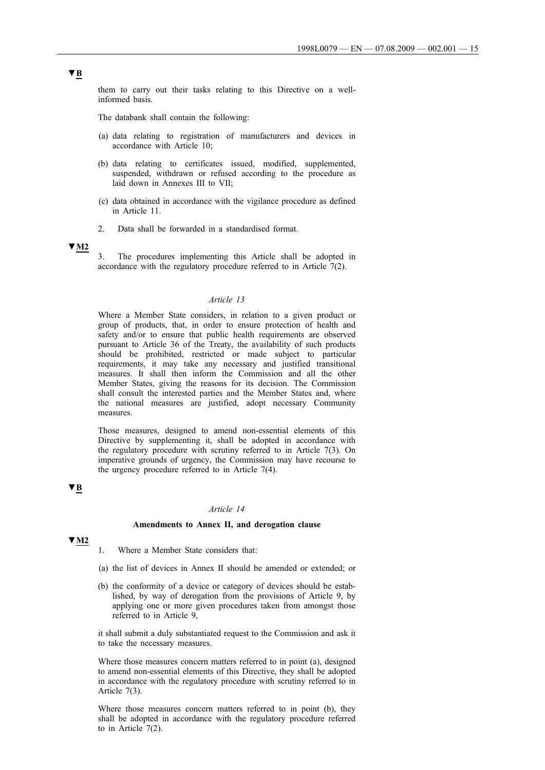▼B

them to carry out their tasks relating to this Directive on a well-informed basis.

The databank shall contain the following:

(a) data relating to registration of manufacturers and devices in accordance with Article 10;

(b) data relating to certificates issued, modified, supplemented, suspended, withdrawn or refused according to the procedure as laid down in Annexes III to VII;

(c) data obtained in accordance with the vigilance procedure as defined in Article 11.

2. Data shall be forwarded in a standardised format.

▼M2

3. The procedures implementing this Article shall be adopted in accordance with the regulatory procedure referred to in Article 7(2).

*Article 13*

Where a Member State considers, in relation to a given product or group of products, that, in order to ensure protection of health and safety and/or to ensure that public health requirements are observed pursuant to Article 36 of the Treaty, the availability of such products should be prohibited, restricted or made subject to particular requirements, it may take any necessary and justified transitional measures. It shall then inform the Commission and all the other Member States, giving the reasons for its decision. The Commission shall consult the interested parties and the Member States and, where the national measures are justified, adopt necessary Community measures.

Those measures, designed to amend non-essential elements of this Directive by supplementing it, shall be adopted in accordance with the regulatory procedure with scrutiny referred to in Article 7(3). On imperative grounds of urgency, the Commission may have recourse to the urgency procedure referred to in Article 7(4).

▼B

*Article 14*

**Amendments to Annex II, and derogation clause**

▼M2

1. Where a Member State considers that:

(a) the list of devices in Annex II should be amended or extended; or

(b) the conformity of a device or category of devices should be established, by way of derogation from the provisions of Article 9, by applying one or more given procedures taken from amongst those referred to in Article 9,

it shall submit a duly substantiated request to the Commission and ask it to take the necessary measures.

Where those measures concern matters referred to in point (a), designed to amend non-essential elements of this Directive, they shall be adopted in accordance with the regulatory procedure with scrutiny referred to in Article 7(3).

Where those measures concern matters referred to in point (b), they shall be adopted in accordance with the regulatory procedure referred to in Article 7(2).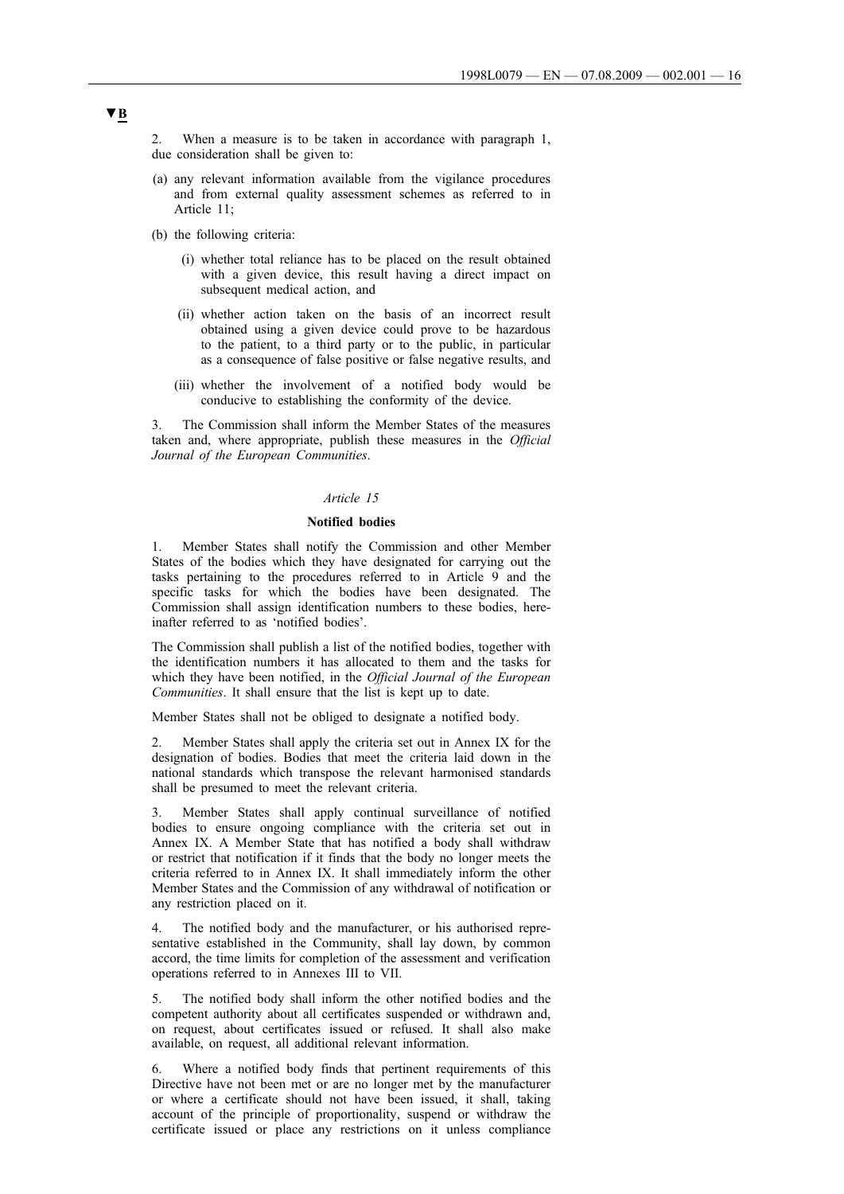▼B

2. When a measure is to be taken in accordance with paragraph 1, due consideration shall be given to:

(a) any relevant information available from the vigilance procedures and from external quality assessment schemes as referred to in Article 11;

(b) the following criteria:

   (i) whether total reliance has to be placed on the result obtained with a given device, this result having a direct impact on subsequent medical action, and

   (ii) whether action taken on the basis of an incorrect result obtained using a given device could prove to be hazardous to the patient, to a third party or to the public, in particular as a consequence of false positive or false negative results, and

   (iii) whether the involvement of a notified body would be conducive to establishing the conformity of the device.

3. The Commission shall inform the Member States of the measures taken and, where appropriate, publish these measures in the *Official Journal of the European Communities*.

*Article 15*

**Notified bodies**

1. Member States shall notify the Commission and other Member States of the bodies which they have designated for carrying out the tasks pertaining to the procedures referred to in Article 9 and the specific tasks for which the bodies have been designated. The Commission shall assign identification numbers to these bodies, hereinafter referred to as 'notified bodies'.

The Commission shall publish a list of the notified bodies, together with the identification numbers it has allocated to them and the tasks for which they have been notified, in the *Official Journal of the European Communities*. It shall ensure that the list is kept up to date.

Member States shall not be obliged to designate a notified body.

2. Member States shall apply the criteria set out in Annex IX for the designation of bodies. Bodies that meet the criteria laid down in the national standards which transpose the relevant harmonised standards shall be presumed to meet the relevant criteria.

3. Member States shall apply continual surveillance of notified bodies to ensure ongoing compliance with the criteria set out in Annex IX. A Member State that has notified a body shall withdraw or restrict that notification if it finds that the body no longer meets the criteria referred to in Annex IX. It shall immediately inform the other Member States and the Commission of any withdrawal of notification or any restriction placed on it.

4. The notified body and the manufacturer, or his authorised representative established in the Community, shall lay down, by common accord, the time limits for completion of the assessment and verification operations referred to in Annexes III to VII.

5. The notified body shall inform the other notified bodies and the competent authority about all certificates suspended or withdrawn and, on request, about certificates issued or refused. It shall also make available, on request, all additional relevant information.

6. Where a notified body finds that pertinent requirements of this Directive have not been met or are no longer met by the manufacturer or where a certificate should not have been issued, it shall, taking account of the principle of proportionality, suspend or withdraw the certificate issued or place any restrictions on it unless compliance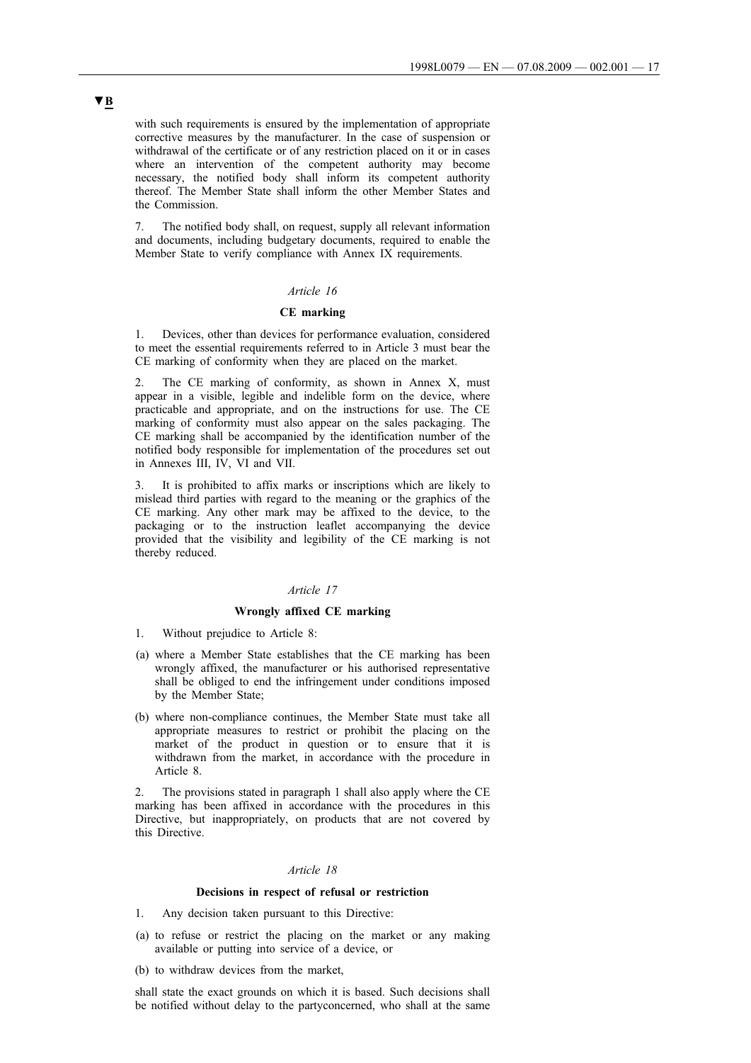▼B

with such requirements is ensured by the implementation of appropriate corrective measures by the manufacturer. In the case of suspension or withdrawal of the certificate or of any restriction placed on it or in cases where an intervention of the competent authority may become necessary, the notified body shall inform its competent authority thereof. The Member State shall inform the other Member States and the Commission.

7. The notified body shall, on request, supply all relevant information and documents, including budgetary documents, required to enable the Member State to verify compliance with Annex IX requirements.

*Article 16*

**CE marking**

1. Devices, other than devices for performance evaluation, considered to meet the essential requirements referred to in Article 3 must bear the CE marking of conformity when they are placed on the market.

2. The CE marking of conformity, as shown in Annex X, must appear in a visible, legible and indelible form on the device, where practicable and appropriate, and on the instructions for use. The CE marking of conformity must also appear on the sales packaging. The CE marking shall be accompanied by the identification number of the notified body responsible for implementation of the procedures set out in Annexes III, IV, VI and VII.

3. It is prohibited to affix marks or inscriptions which are likely to mislead third parties with regard to the meaning or the graphics of the CE marking. Any other mark may be affixed to the device, to the packaging or to the instruction leaflet accompanying the device provided that the visibility and legibility of the CE marking is not thereby reduced.

*Article 17*

**Wrongly affixed CE marking**

1. Without prejudice to Article 8:

(a) where a Member State establishes that the CE marking has been wrongly affixed, the manufacturer or his authorised representative shall be obliged to end the infringement under conditions imposed by the Member State;

(b) where non-compliance continues, the Member State must take all appropriate measures to restrict or prohibit the placing on the market of the product in question or to ensure that it is withdrawn from the market, in accordance with the procedure in Article 8.

2. The provisions stated in paragraph 1 shall also apply where the CE marking has been affixed in accordance with the procedures in this Directive, but inappropriately, on products that are not covered by this Directive.

*Article 18*

**Decisions in respect of refusal or restriction**

1. Any decision taken pursuant to this Directive:

(a) to refuse or restrict the placing on the market or any making available or putting into service of a device, or

(b) to withdraw devices from the market,

shall state the exact grounds on which it is based. Such decisions shall be notified without delay to the partyconcerned, who shall at the same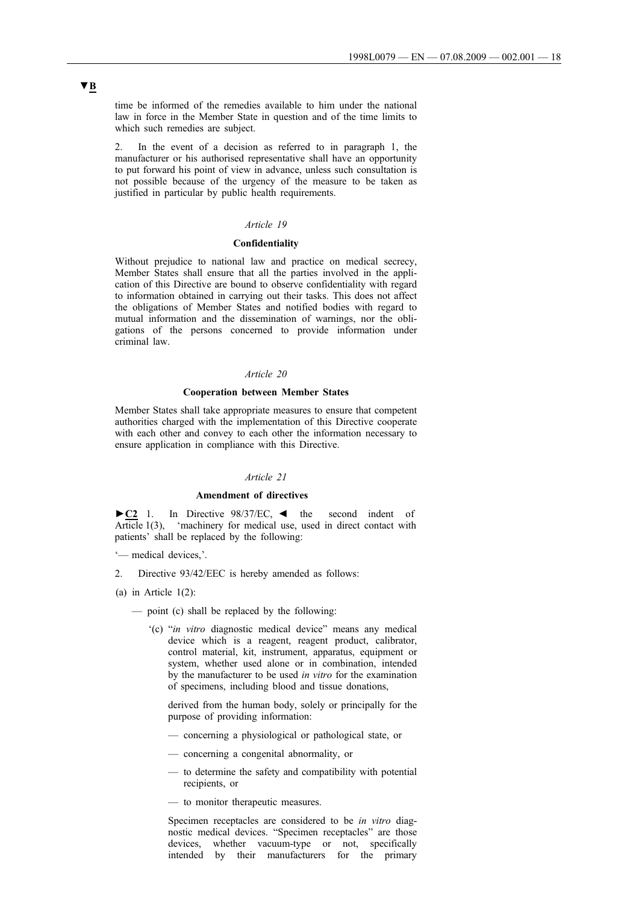▼B

time be informed of the remedies available to him under the national law in force in the Member State in question and of the time limits to which such remedies are subject.

2. In the event of a decision as referred to in paragraph 1, the manufacturer or his authorised representative shall have an opportunity to put forward his point of view in advance, unless such consultation is not possible because of the urgency of the measure to be taken as justified in particular by public health requirements.

*Article 19*

**Confidentiality**

Without prejudice to national law and practice on medical secrecy, Member States shall ensure that all the parties involved in the application of this Directive are bound to observe confidentiality with regard to information obtained in carrying out their tasks. This does not affect the obligations of Member States and notified bodies with regard to mutual information and the dissemination of warnings, nor the obligations of the persons concerned to provide information under criminal law.

*Article 20*

**Cooperation between Member States**

Member States shall take appropriate measures to ensure that competent authorities charged with the implementation of this Directive cooperate with each other and convey to each other the information necessary to ensure application in compliance with this Directive.

*Article 21*

**Amendment of directives**

►C2 1. In Directive 98/37/EC, ◄ the second indent of Article 1(3), 'machinery for medical use, used in direct contact with patients' shall be replaced by the following:

'— medical devices,'.

2. Directive 93/42/EEC is hereby amended as follows:

(a) in Article 1(2):

— point (c) shall be replaced by the following:

'(c) "*in vitro* diagnostic medical device" means any medical device which is a reagent, reagent product, calibrator, control material, kit, instrument, apparatus, equipment or system, whether used alone or in combination, intended by the manufacturer to be used *in vitro* for the examination of specimens, including blood and tissue donations,

derived from the human body, solely or principally for the purpose of providing information:

— concerning a physiological or pathological state, or

— concerning a congenital abnormality, or

— to determine the safety and compatibility with potential recipients, or

— to monitor therapeutic measures.

Specimen receptacles are considered to be *in vitro* diagnostic medical devices. "Specimen receptacles" are those devices, whether vacuum-type or not, specifically intended by their manufacturers for the primary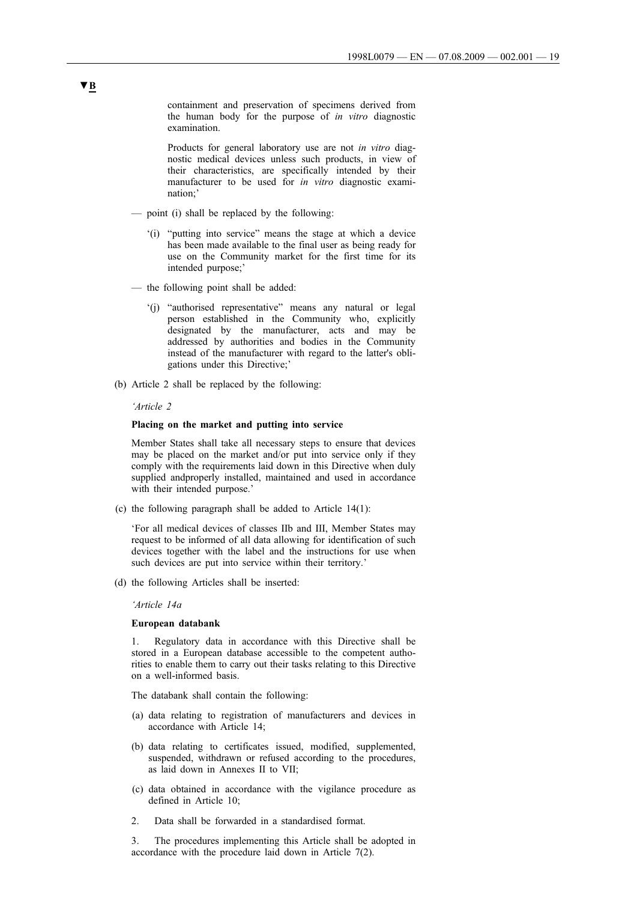▼B

containment and preservation of specimens derived from the human body for the purpose of *in vitro* diagnostic examination.

Products for general laboratory use are not *in vitro* diagnostic medical devices unless such products, in view of their characteristics, are specifically intended by their manufacturer to be used for *in vitro* diagnostic examination;'

— point (i) shall be replaced by the following:

'(i) "putting into service" means the stage at which a device has been made available to the final user as being ready for use on the Community market for the first time for its intended purpose;'

— the following point shall be added:

'(j) "authorised representative" means any natural or legal person established in the Community who, explicitly designated by the manufacturer, acts and may be addressed by authorities and bodies in the Community instead of the manufacturer with regard to the latter's obligations under this Directive;'

(b) Article 2 shall be replaced by the following:

*'Article 2*

**Placing on the market and putting into service**

Member States shall take all necessary steps to ensure that devices may be placed on the market and/or put into service only if they comply with the requirements laid down in this Directive when duly supplied andproperly installed, maintained and used in accordance with their intended purpose.'

(c) the following paragraph shall be added to Article 14(1):

'For all medical devices of classes IIb and III, Member States may request to be informed of all data allowing for identification of such devices together with the label and the instructions for use when such devices are put into service within their territory.'

(d) the following Articles shall be inserted:

*'Article 14a*

**European databank**

1. Regulatory data in accordance with this Directive shall be stored in a European database accessible to the competent authorities to enable them to carry out their tasks relating to this Directive on a well-informed basis.

The databank shall contain the following:

(a) data relating to registration of manufacturers and devices in accordance with Article 14;

(b) data relating to certificates issued, modified, supplemented, suspended, withdrawn or refused according to the procedures, as laid down in Annexes II to VII;

(c) data obtained in accordance with the vigilance procedure as defined in Article 10;

2. Data shall be forwarded in a standardised format.

3. The procedures implementing this Article shall be adopted in accordance with the procedure laid down in Article 7(2).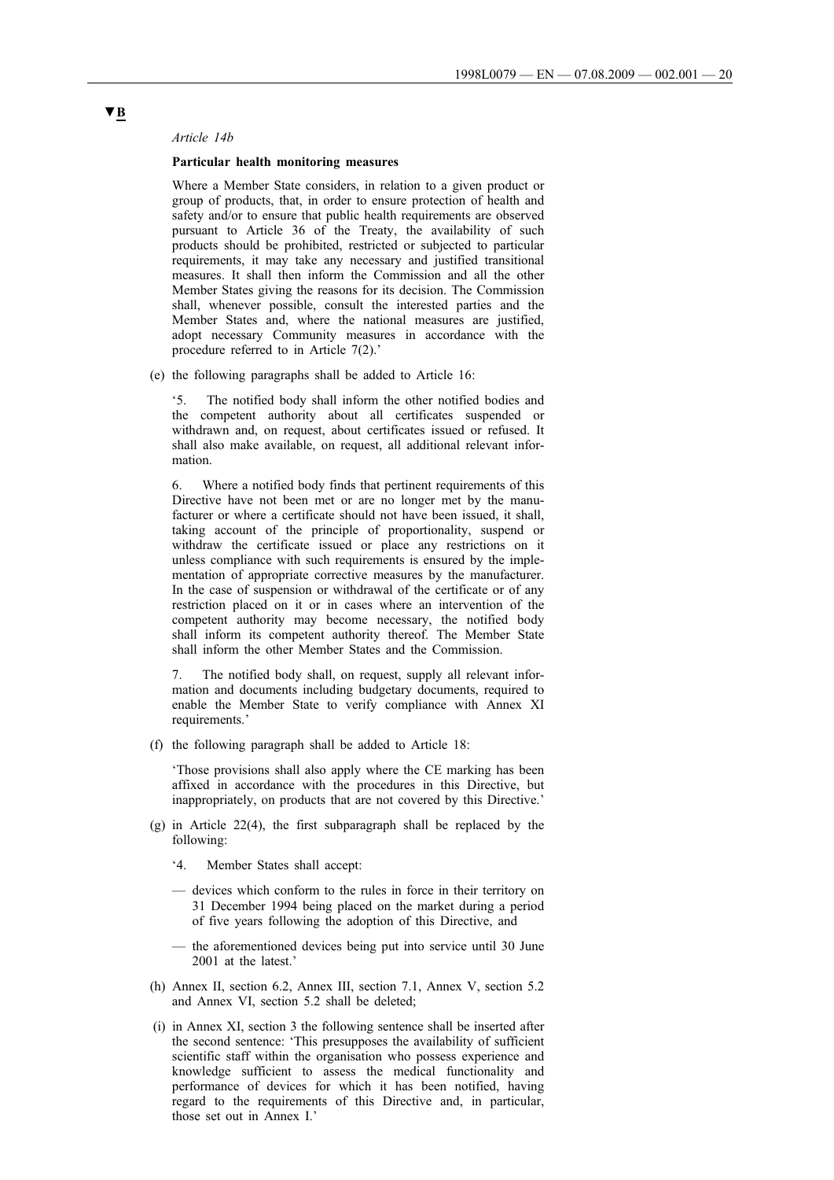**▼B**

*Article 14b*

**Particular health monitoring measures**

Where a Member State considers, in relation to a given product or group of products, that, in order to ensure protection of health and safety and/or to ensure that public health requirements are observed pursuant to Article 36 of the Treaty, the availability of such products should be prohibited, restricted or subjected to particular requirements, it may take any necessary and justified transitional measures. It shall then inform the Commission and all the other Member States giving the reasons for its decision. The Commission shall, whenever possible, consult the interested parties and the Member States and, where the national measures are justified, adopt necessary Community measures in accordance with the procedure referred to in Article 7(2).'

(e) the following paragraphs shall be added to Article 16:

'5. The notified body shall inform the other notified bodies and the competent authority about all certificates suspended or withdrawn and, on request, about certificates issued or refused. It shall also make available, on request, all additional relevant information.

6. Where a notified body finds that pertinent requirements of this Directive have not been met or are no longer met by the manufacturer or where a certificate should not have been issued, it shall, taking account of the principle of proportionality, suspend or withdraw the certificate issued or place any restrictions on it unless compliance with such requirements is ensured by the implementation of appropriate corrective measures by the manufacturer. In the case of suspension or withdrawal of the certificate or of any restriction placed on it or in cases where an intervention of the competent authority may become necessary, the notified body shall inform its competent authority thereof. The Member State shall inform the other Member States and the Commission.

7. The notified body shall, on request, supply all relevant information and documents including budgetary documents, required to enable the Member State to verify compliance with Annex XI requirements.'

(f) the following paragraph shall be added to Article 18:

'Those provisions shall also apply where the CE marking has been affixed in accordance with the procedures in this Directive, but inappropriately, on products that are not covered by this Directive.'

(g) in Article 22(4), the first subparagraph shall be replaced by the following:

'4. Member States shall accept:

— devices which conform to the rules in force in their territory on 31 December 1994 being placed on the market during a period of five years following the adoption of this Directive, and

— the aforementioned devices being put into service until 30 June 2001 at the latest.'

(h) Annex II, section 6.2, Annex III, section 7.1, Annex V, section 5.2 and Annex VI, section 5.2 shall be deleted;

(i) in Annex XI, section 3 the following sentence shall be inserted after the second sentence: 'This presupposes the availability of sufficient scientific staff within the organisation who possess experience and knowledge sufficient to assess the medical functionality and performance of devices for which it has been notified, having regard to the requirements of this Directive and, in particular, those set out in Annex I.'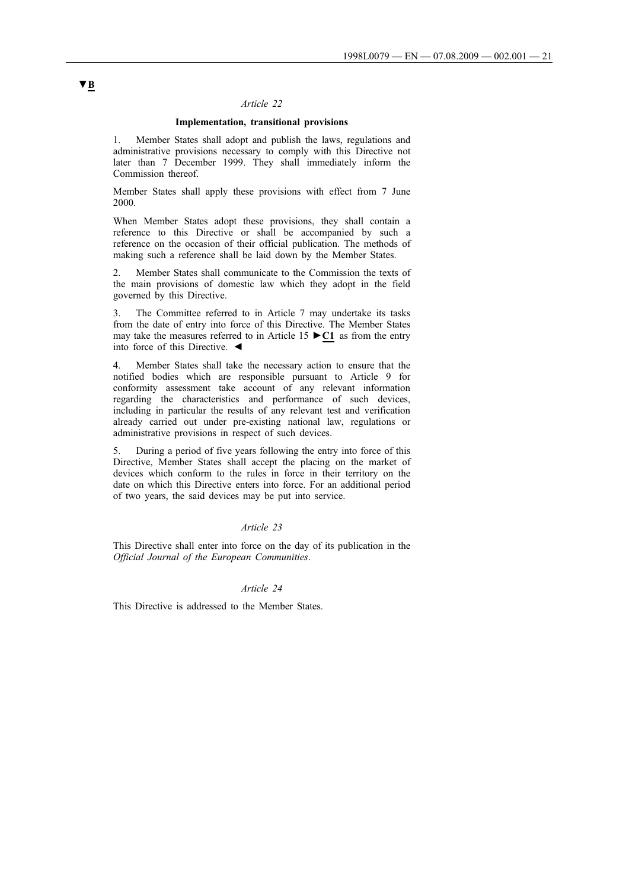▼B

*Article 22*

**Implementation, transitional provisions**

1. Member States shall adopt and publish the laws, regulations and administrative provisions necessary to comply with this Directive not later than 7 December 1999. They shall immediately inform the Commission thereof.

Member States shall apply these provisions with effect from 7 June 2000.

When Member States adopt these provisions, they shall contain a reference to this Directive or shall be accompanied by such a reference on the occasion of their official publication. The methods of making such a reference shall be laid down by the Member States.

2. Member States shall communicate to the Commission the texts of the main provisions of domestic law which they adopt in the field governed by this Directive.

3. The Committee referred to in Article 7 may undertake its tasks from the date of entry into force of this Directive. The Member States may take the measures referred to in Article 15 ►C1 as from the entry into force of this Directive. ◄

4. Member States shall take the necessary action to ensure that the notified bodies which are responsible pursuant to Article 9 for conformity assessment take account of any relevant information regarding the characteristics and performance of such devices, including in particular the results of any relevant test and verification already carried out under pre-existing national law, regulations or administrative provisions in respect of such devices.

5. During a period of five years following the entry into force of this Directive, Member States shall accept the placing on the market of devices which conform to the rules in force in their territory on the date on which this Directive enters into force. For an additional period of two years, the said devices may be put into service.

*Article 23*

This Directive shall enter into force on the day of its publication in the *Official Journal of the European Communities*.

*Article 24*

This Directive is addressed to the Member States.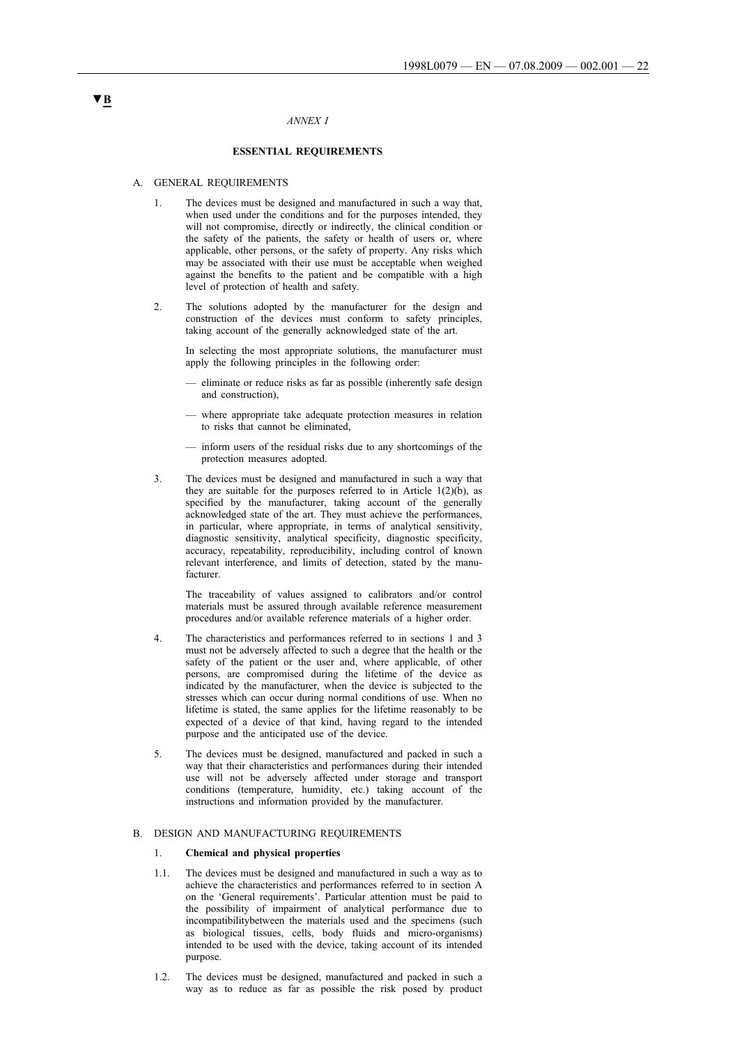▼B

*ANNEX I*

**ESSENTIAL REQUIREMENTS**

A. GENERAL REQUIREMENTS

1. The devices must be designed and manufactured in such a way that, when used under the conditions and for the purposes intended, they will not compromise, directly or indirectly, the clinical condition or the safety of the patients, the safety or health of users or, where applicable, other persons, or the safety of property. Any risks which may be associated with their use must be acceptable when weighed against the benefits to the patient and be compatible with a high level of protection of health and safety.

2. The solutions adopted by the manufacturer for the design and construction of the devices must conform to safety principles, taking account of the generally acknowledged state of the art.

   In selecting the most appropriate solutions, the manufacturer must apply the following principles in the following order:

   — eliminate or reduce risks as far as possible (inherently safe design and construction),

   — where appropriate take adequate protection measures in relation to risks that cannot be eliminated,

   — inform users of the residual risks due to any shortcomings of the protection measures adopted.

3. The devices must be designed and manufactured in such a way that they are suitable for the purposes referred to in Article 1(2)(b), as specified by the manufacturer, taking account of the generally acknowledged state of the art. They must achieve the performances, in particular, where appropriate, in terms of analytical sensitivity, diagnostic sensitivity, analytical specificity, diagnostic specificity, accuracy, repeatability, reproducibility, including control of known relevant interference, and limits of detection, stated by the manufacturer.

   The traceability of values assigned to calibrators and/or control materials must be assured through available reference measurement procedures and/or available reference materials of a higher order.

4. The characteristics and performances referred to in sections 1 and 3 must not be adversely affected to such a degree that the health or the safety of the patient or the user and, where applicable, of other persons, are compromised during the lifetime of the device as indicated by the manufacturer, when the device is subjected to the stresses which can occur during normal conditions of use. When no lifetime is stated, the same applies for the lifetime reasonably to be expected of a device of that kind, having regard to the intended purpose and the anticipated use of the device.

5. The devices must be designed, manufactured and packed in such a way that their characteristics and performances during their intended use will not be adversely affected under storage and transport conditions (temperature, humidity, etc.) taking account of the instructions and information provided by the manufacturer.

B. DESIGN AND MANUFACTURING REQUIREMENTS

1. **Chemical and physical properties**

1.1. The devices must be designed and manufactured in such a way as to achieve the characteristics and performances referred to in section A on the 'General requirements'. Particular attention must be paid to the possibility of impairment of analytical performance due to incompatibilitybetween the materials used and the specimens (such as biological tissues, cells, body fluids and micro-organisms) intended to be used with the device, taking account of its intended purpose.

1.2. The devices must be designed, manufactured and packed in such a way as to reduce as far as possible the risk posed by product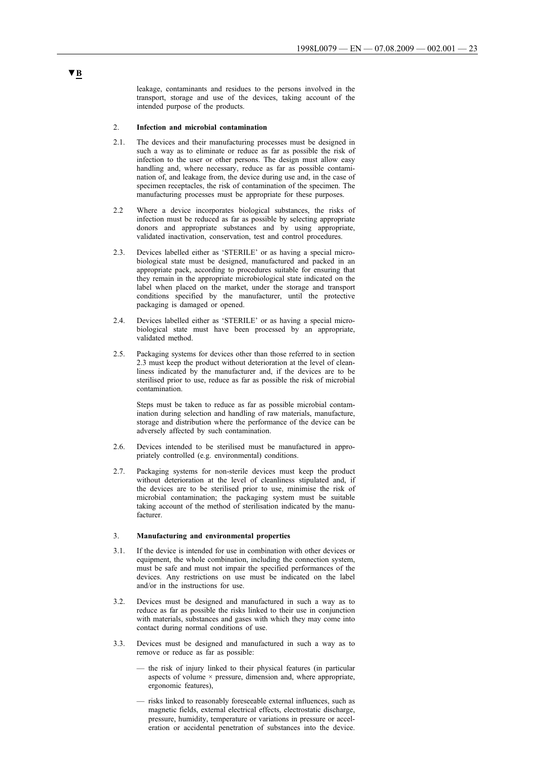▼B

leakage, contaminants and residues to the persons involved in the transport, storage and use of the devices, taking account of the intended purpose of the products.

2. **Infection and microbial contamination**

2.1. The devices and their manufacturing processes must be designed in such a way as to eliminate or reduce as far as possible the risk of infection to the user or other persons. The design must allow easy handling and, where necessary, reduce as far as possible contamination of, and leakage from, the device during use and, in the case of specimen receptacles, the risk of contamination of the specimen. The manufacturing processes must be appropriate for these purposes.

2.2 Where a device incorporates biological substances, the risks of infection must be reduced as far as possible by selecting appropriate donors and appropriate substances and by using appropriate, validated inactivation, conservation, test and control procedures.

2.3. Devices labelled either as 'STERILE' or as having a special microbiological state must be designed, manufactured and packed in an appropriate pack, according to procedures suitable for ensuring that they remain in the appropriate microbiological state indicated on the label when placed on the market, under the storage and transport conditions specified by the manufacturer, until the protective packaging is damaged or opened.

2.4. Devices labelled either as 'STERILE' or as having a special microbiological state must have been processed by an appropriate, validated method.

2.5. Packaging systems for devices other than those referred to in section 2.3 must keep the product without deterioration at the level of cleanliness indicated by the manufacturer and, if the devices are to be sterilised prior to use, reduce as far as possible the risk of microbial contamination.

Steps must be taken to reduce as far as possible microbial contamination during selection and handling of raw materials, manufacture, storage and distribution where the performance of the device can be adversely affected by such contamination.

2.6. Devices intended to be sterilised must be manufactured in appropriately controlled (e.g. environmental) conditions.

2.7. Packaging systems for non-sterile devices must keep the product without deterioration at the level of cleanliness stipulated and, if the devices are to be sterilised prior to use, minimise the risk of microbial contamination; the packaging system must be suitable taking account of the method of sterilisation indicated by the manufacturer.

3. **Manufacturing and environmental properties**

3.1. If the device is intended for use in combination with other devices or equipment, the whole combination, including the connection system, must be safe and must not impair the specified performances of the devices. Any restrictions on use must be indicated on the label and/or in the instructions for use.

3.2. Devices must be designed and manufactured in such a way as to reduce as far as possible the risks linked to their use in conjunction with materials, substances and gases with which they may come into contact during normal conditions of use.

3.3. Devices must be designed and manufactured in such a way as to remove or reduce as far as possible:

— the risk of injury linked to their physical features (in particular aspects of volume × pressure, dimension and, where appropriate, ergonomic features),

— risks linked to reasonably foreseeable external influences, such as magnetic fields, external electrical effects, electrostatic discharge, pressure, humidity, temperature or variations in pressure or acceleration or accidental penetration of substances into the device.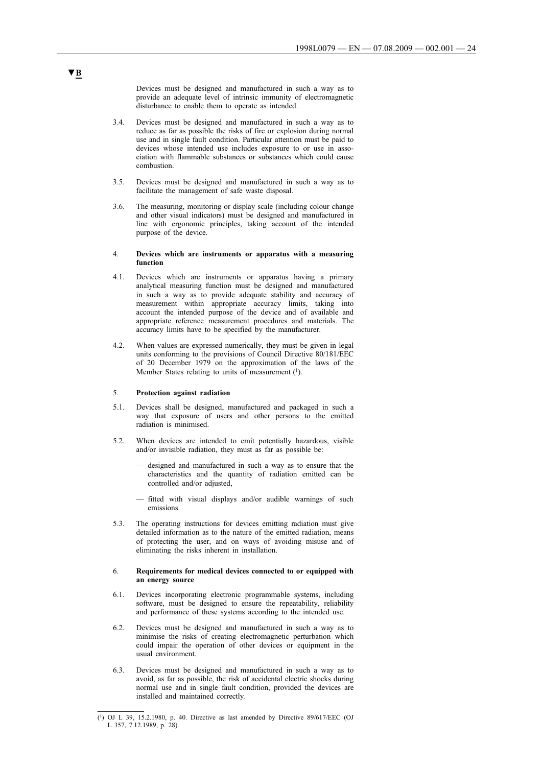▼B

Devices must be designed and manufactured in such a way as to provide an adequate level of intrinsic immunity of electromagnetic disturbance to enable them to operate as intended.

3.4. Devices must be designed and manufactured in such a way as to reduce as far as possible the risks of fire or explosion during normal use and in single fault condition. Particular attention must be paid to devices whose intended use includes exposure to or use in association with flammable substances or substances which could cause combustion.

3.5. Devices must be designed and manufactured in such a way as to facilitate the management of safe waste disposal.

3.6. The measuring, monitoring or display scale (including colour change and other visual indicators) must be designed and manufactured in line with ergonomic principles, taking account of the intended purpose of the device.

4. **Devices which are instruments or apparatus with a measuring function**

4.1. Devices which are instruments or apparatus having a primary analytical measuring function must be designed and manufactured in such a way as to provide adequate stability and accuracy of measurement within appropriate accuracy limits, taking into account the intended purpose of the device and of available and appropriate reference measurement procedures and materials. The accuracy limits have to be specified by the manufacturer.

4.2. When values are expressed numerically, they must be given in legal units conforming to the provisions of Council Directive 80/181/EEC of 20 December 1979 on the approximation of the laws of the Member States relating to units of measurement ([1]).

5. **Protection against radiation**

5.1. Devices shall be designed, manufactured and packaged in such a way that exposure of users and other persons to the emitted radiation is minimised.

5.2. When devices are intended to emit potentially hazardous, visible and/or invisible radiation, they must as far as possible be:

— designed and manufactured in such a way as to ensure that the characteristics and the quantity of radiation emitted can be controlled and/or adjusted,

— fitted with visual displays and/or audible warnings of such emissions.

5.3. The operating instructions for devices emitting radiation must give detailed information as to the nature of the emitted radiation, means of protecting the user, and on ways of avoiding misuse and of eliminating the risks inherent in installation.

6. **Requirements for medical devices connected to or equipped with an energy source**

6.1. Devices incorporating electronic programmable systems, including software, must be designed to ensure the repeatability, reliability and performance of these systems according to the intended use.

6.2. Devices must be designed and manufactured in such a way as to minimise the risks of creating electromagnetic perturbation which could impair the operation of other devices or equipment in the usual environment.

6.3. Devices must be designed and manufactured in such a way as to avoid, as far as possible, the risk of accidental electric shocks during normal use and in single fault condition, provided the devices are installed and maintained correctly.

---

([1]) OJ L 39, 15.2.1980, p. 40. Directive as last amended by Directive 89/617/EEC (OJ L 357, 7.12.1989, p. 28).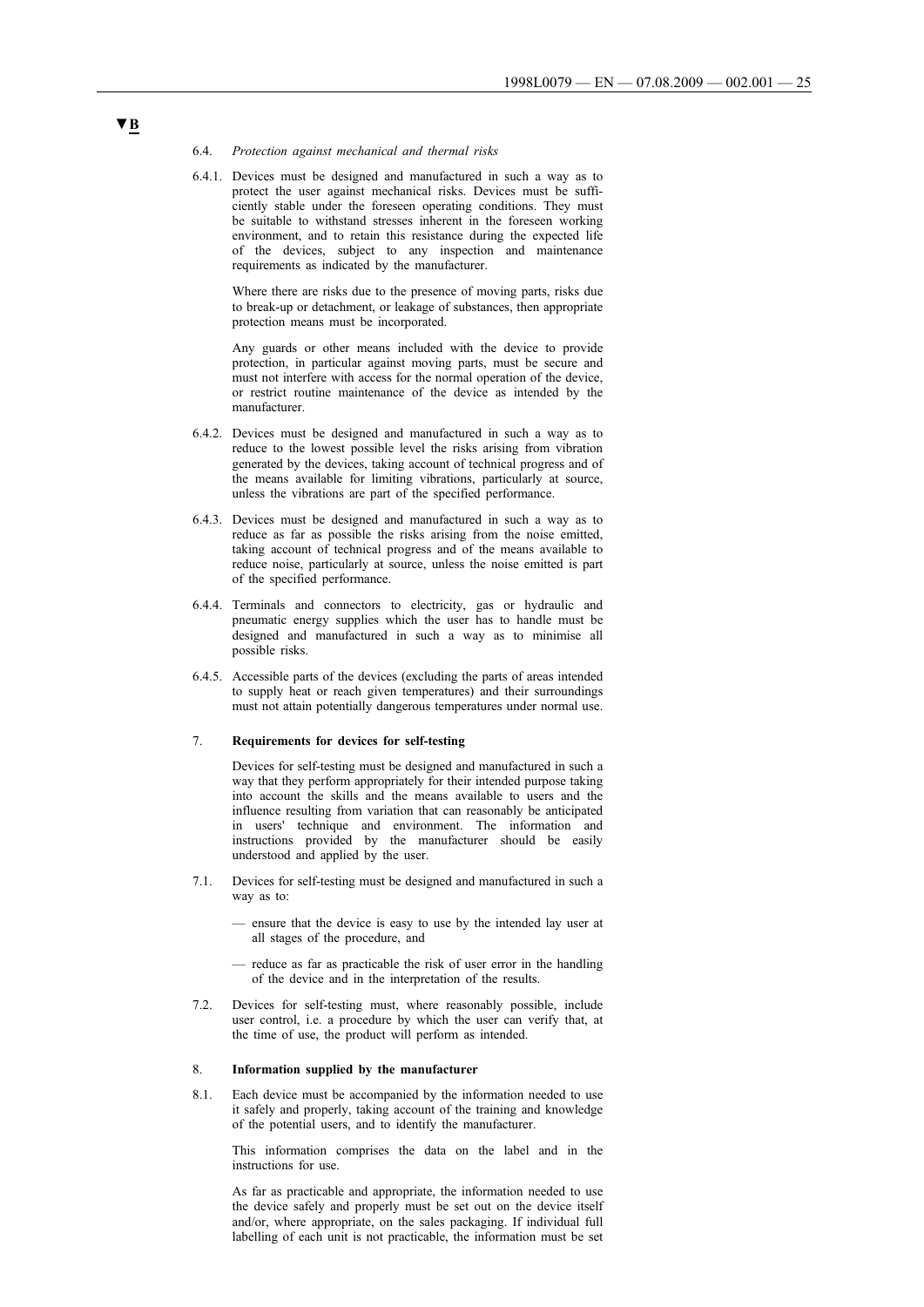▼B

6.4. *Protection against mechanical and thermal risks*

6.4.1. Devices must be designed and manufactured in such a way as to protect the user against mechanical risks. Devices must be sufficiently stable under the foreseen operating conditions. They must be suitable to withstand stresses inherent in the foreseen working environment, and to retain this resistance during the expected life of the devices, subject to any inspection and maintenance requirements as indicated by the manufacturer.

Where there are risks due to the presence of moving parts, risks due to break-up or detachment, or leakage of substances, then appropriate protection means must be incorporated.

Any guards or other means included with the device to provide protection, in particular against moving parts, must be secure and must not interfere with access for the normal operation of the device, or restrict routine maintenance of the device as intended by the manufacturer.

6.4.2. Devices must be designed and manufactured in such a way as to reduce to the lowest possible level the risks arising from vibration generated by the devices, taking account of technical progress and of the means available for limiting vibrations, particularly at source, unless the vibrations are part of the specified performance.

6.4.3. Devices must be designed and manufactured in such a way as to reduce as far as possible the risks arising from the noise emitted, taking account of technical progress and of the means available to reduce noise, particularly at source, unless the noise emitted is part of the specified performance.

6.4.4. Terminals and connectors to electricity, gas or hydraulic and pneumatic energy supplies which the user has to handle must be designed and manufactured in such a way as to minimise all possible risks.

6.4.5. Accessible parts of the devices (excluding the parts of areas intended to supply heat or reach given temperatures) and their surroundings must not attain potentially dangerous temperatures under normal use.

7. **Requirements for devices for self-testing**

Devices for self-testing must be designed and manufactured in such a way that they perform appropriately for their intended purpose taking into account the skills and the means available to users and the influence resulting from variation that can reasonably be anticipated in users' technique and environment. The information and instructions provided by the manufacturer should be easily understood and applied by the user.

7.1. Devices for self-testing must be designed and manufactured in such a way as to:

— ensure that the device is easy to use by the intended lay user at all stages of the procedure, and

— reduce as far as practicable the risk of user error in the handling of the device and in the interpretation of the results.

7.2. Devices for self-testing must, where reasonably possible, include user control, i.e. a procedure by which the user can verify that, at the time of use, the product will perform as intended.

8. **Information supplied by the manufacturer**

8.1. Each device must be accompanied by the information needed to use it safely and properly, taking account of the training and knowledge of the potential users, and to identify the manufacturer.

This information comprises the data on the label and in the instructions for use.

As far as practicable and appropriate, the information needed to use the device safely and properly must be set out on the device itself and/or, where appropriate, on the sales packaging. If individual full labelling of each unit is not practicable, the information must be set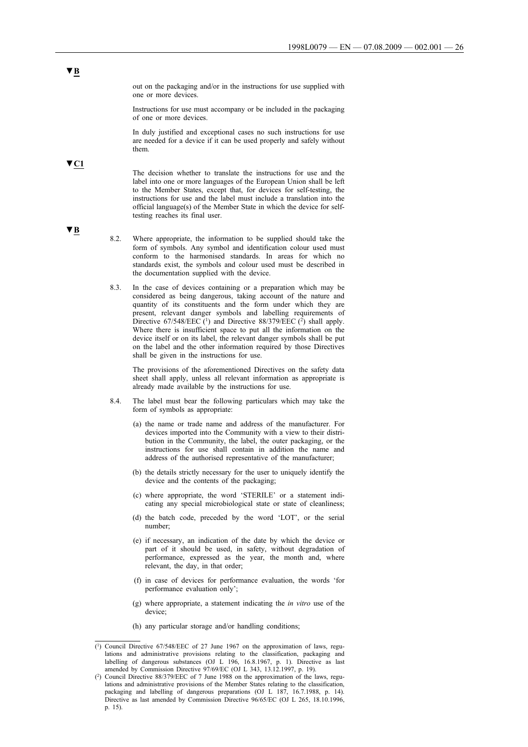▼B

out on the packaging and/or in the instructions for use supplied with one or more devices.

Instructions for use must accompany or be included in the packaging of one or more devices.

In duly justified and exceptional cases no such instructions for use are needed for a device if it can be used properly and safely without them.

▼C1

The decision whether to translate the instructions for use and the label into one or more languages of the European Union shall be left to the Member States, except that, for devices for self-testing, the instructions for use and the label must include a translation into the official language(s) of the Member State in which the device for self-testing reaches its final user.

▼B

8.2. Where appropriate, the information to be supplied should take the form of symbols. Any symbol and identification colour used must conform to the harmonised standards. In areas for which no standards exist, the symbols and colour used must be described in the documentation supplied with the device.

8.3. In the case of devices containing or a preparation which may be considered as being dangerous, taking account of the nature and quantity of its constituents and the form under which they are present, relevant danger symbols and labelling requirements of Directive 67/548/EEC [1] and Directive 88/379/EEC [2] shall apply. Where there is insufficient space to put all the information on the device itself or on its label, the relevant danger symbols shall be put on the label and the other information required by those Directives shall be given in the instructions for use.

The provisions of the aforementioned Directives on the safety data sheet shall apply, unless all relevant information as appropriate is already made available by the instructions for use.

8.4. The label must bear the following particulars which may take the form of symbols as appropriate:

(a) the name or trade name and address of the manufacturer. For devices imported into the Community with a view to their distribution in the Community, the label, the outer packaging, or the instructions for use shall contain in addition the name and address of the authorised representative of the manufacturer;

(b) the details strictly necessary for the user to uniquely identify the device and the contents of the packaging;

(c) where appropriate, the word 'STERILE' or a statement indicating any special microbiological state or state of cleanliness;

(d) the batch code, preceded by the word 'LOT', or the serial number;

(e) if necessary, an indication of the date by which the device or part of it should be used, in safety, without degradation of performance, expressed as the year, the month and, where relevant, the day, in that order;

(f) in case of devices for performance evaluation, the words 'for performance evaluation only';

(g) where appropriate, a statement indicating the *in vitro* use of the device;

(h) any particular storage and/or handling conditions;

---

[1] Council Directive 67/548/EEC of 27 June 1967 on the approximation of laws, regulations and administrative provisions relating to the classification, packaging and labelling of dangerous substances (OJ L 196, 16.8.1967, p. 1). Directive as last amended by Commission Directive 97/69/EC (OJ L 343, 13.12.1997, p. 19).

[2] Council Directive 88/379/EEC of 7 June 1988 on the approximation of the laws, regulations and administrative provisions of the Member States relating to the classification, packaging and labelling of dangerous preparations (OJ L 187, 16.7.1988, p. 14). Directive as last amended by Commission Directive 96/65/EC (OJ L 265, 18.10.1996, p. 15).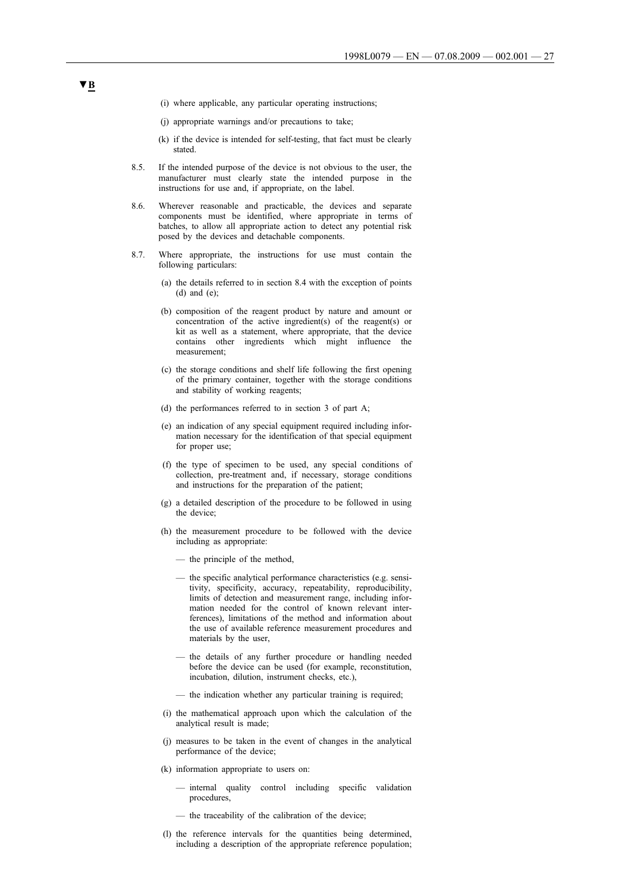▼B

(i) where applicable, any particular operating instructions;

(j) appropriate warnings and/or precautions to take;

(k) if the device is intended for self-testing, that fact must be clearly stated.

8.5. If the intended purpose of the device is not obvious to the user, the manufacturer must clearly state the intended purpose in the instructions for use and, if appropriate, on the label.

8.6. Wherever reasonable and practicable, the devices and separate components must be identified, where appropriate in terms of batches, to allow all appropriate action to detect any potential risk posed by the devices and detachable components.

8.7. Where appropriate, the instructions for use must contain the following particulars:

(a) the details referred to in section 8.4 with the exception of points (d) and (e);

(b) composition of the reagent product by nature and amount or concentration of the active ingredient(s) of the reagent(s) or kit as well as a statement, where appropriate, that the device contains other ingredients which might influence the measurement;

(c) the storage conditions and shelf life following the first opening of the primary container, together with the storage conditions and stability of working reagents;

(d) the performances referred to in section 3 of part A;

(e) an indication of any special equipment required including information necessary for the identification of that special equipment for proper use;

(f) the type of specimen to be used, any special conditions of collection, pre-treatment and, if necessary, storage conditions and instructions for the preparation of the patient;

(g) a detailed description of the procedure to be followed in using the device;

(h) the measurement procedure to be followed with the device including as appropriate:

— the principle of the method,

— the specific analytical performance characteristics (e.g. sensitivity, specificity, accuracy, repeatability, reproducibility, limits of detection and measurement range, including information needed for the control of known relevant interferences), limitations of the method and information about the use of available reference measurement procedures and materials by the user,

— the details of any further procedure or handling needed before the device can be used (for example, reconstitution, incubation, dilution, instrument checks, etc.),

— the indication whether any particular training is required;

(i) the mathematical approach upon which the calculation of the analytical result is made;

(j) measures to be taken in the event of changes in the analytical performance of the device;

(k) information appropriate to users on:

— internal quality control including specific validation procedures,

— the traceability of the calibration of the device;

(l) the reference intervals for the quantities being determined, including a description of the appropriate reference population;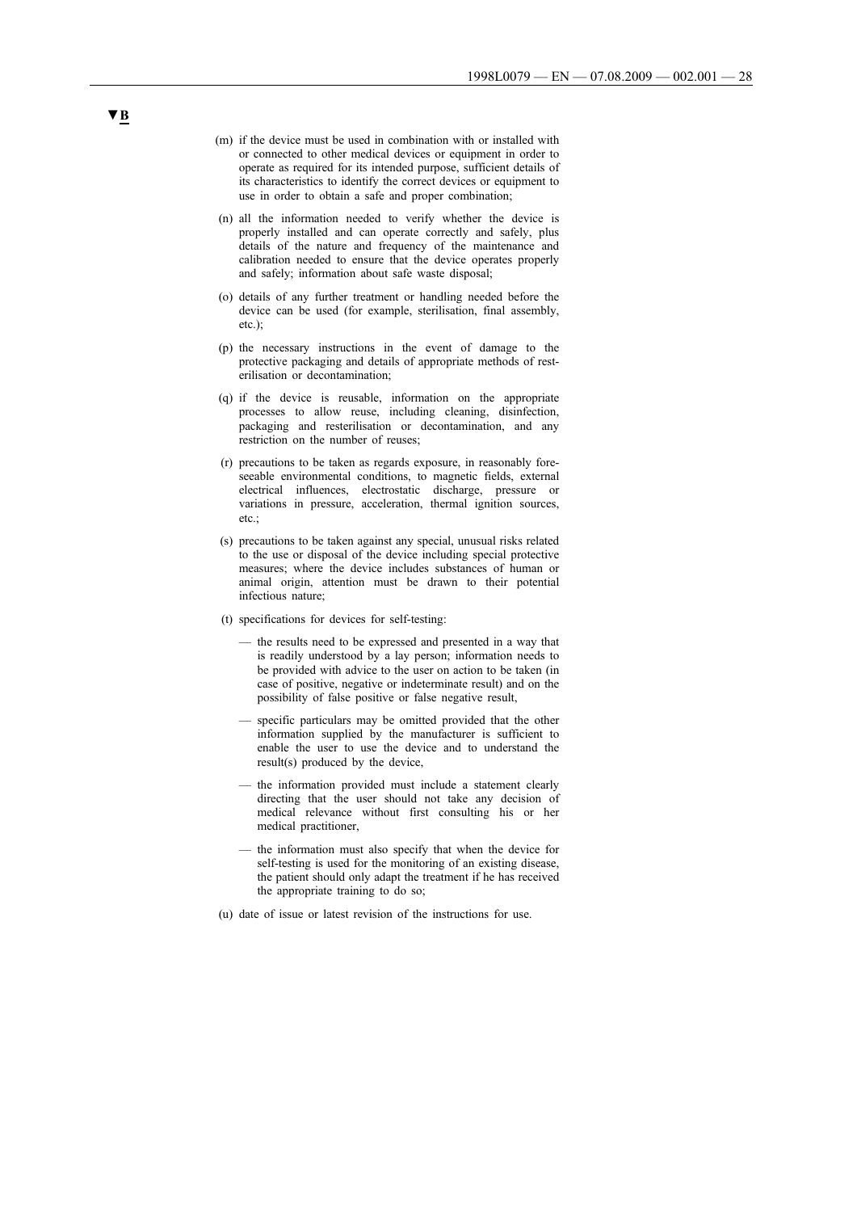▼B

(m) if the device must be used in combination with or installed with or connected to other medical devices or equipment in order to operate as required for its intended purpose, sufficient details of its characteristics to identify the correct devices or equipment to use in order to obtain a safe and proper combination;

(n) all the information needed to verify whether the device is properly installed and can operate correctly and safely, plus details of the nature and frequency of the maintenance and calibration needed to ensure that the device operates properly and safely; information about safe waste disposal;

(o) details of any further treatment or handling needed before the device can be used (for example, sterilisation, final assembly, etc.);

(p) the necessary instructions in the event of damage to the protective packaging and details of appropriate methods of resterilisation or decontamination;

(q) if the device is reusable, information on the appropriate processes to allow reuse, including cleaning, disinfection, packaging and resterilisation or decontamination, and any restriction on the number of reuses;

(r) precautions to be taken as regards exposure, in reasonably foreseeable environmental conditions, to magnetic fields, external electrical influences, electrostatic discharge, pressure or variations in pressure, acceleration, thermal ignition sources, etc.;

(s) precautions to be taken against any special, unusual risks related to the use or disposal of the device including special protective measures; where the device includes substances of human or animal origin, attention must be drawn to their potential infectious nature;

(t) specifications for devices for self-testing:

— the results need to be expressed and presented in a way that is readily understood by a lay person; information needs to be provided with advice to the user on action to be taken (in case of positive, negative or indeterminate result) and on the possibility of false positive or false negative result,

— specific particulars may be omitted provided that the other information supplied by the manufacturer is sufficient to enable the user to use the device and to understand the result(s) produced by the device,

— the information provided must include a statement clearly directing that the user should not take any decision of medical relevance without first consulting his or her medical practitioner,

— the information must also specify that when the device for self-testing is used for the monitoring of an existing disease, the patient should only adapt the treatment if he has received the appropriate training to do so;

(u) date of issue or latest revision of the instructions for use.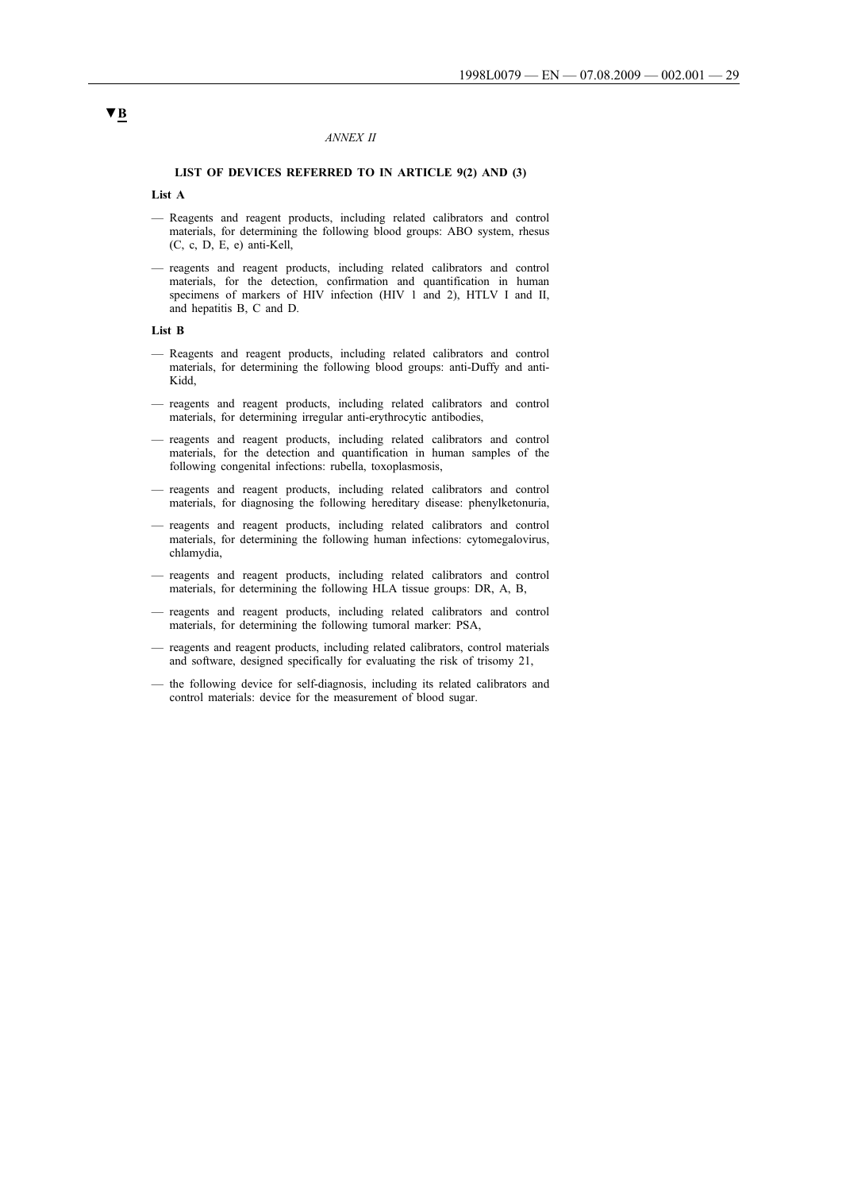▼B

*ANNEX II*

**LIST OF DEVICES REFERRED TO IN ARTICLE 9(2) AND (3)**

**List A**

— Reagents and reagent products, including related calibrators and control materials, for determining the following blood groups: ABO system, rhesus (C, c, D, E, e) anti-Kell,

— reagents and reagent products, including related calibrators and control materials, for the detection, confirmation and quantification in human specimens of markers of HIV infection (HIV 1 and 2), HTLV I and II, and hepatitis B, C and D.

**List B**

— Reagents and reagent products, including related calibrators and control materials, for determining the following blood groups: anti-Duffy and anti-Kidd,

— reagents and reagent products, including related calibrators and control materials, for determining irregular anti-erythrocytic antibodies,

— reagents and reagent products, including related calibrators and control materials, for the detection and quantification in human samples of the following congenital infections: rubella, toxoplasmosis,

— reagents and reagent products, including related calibrators and control materials, for diagnosing the following hereditary disease: phenylketonuria,

— reagents and reagent products, including related calibrators and control materials, for determining the following human infections: cytomegalovirus, chlamydia,

— reagents and reagent products, including related calibrators and control materials, for determining the following HLA tissue groups: DR, A, B,

— reagents and reagent products, including related calibrators and control materials, for determining the following tumoral marker: PSA,

— reagents and reagent products, including related calibrators, control materials and software, designed specifically for evaluating the risk of trisomy 21,

— the following device for self-diagnosis, including its related calibrators and control materials: device for the measurement of blood sugar.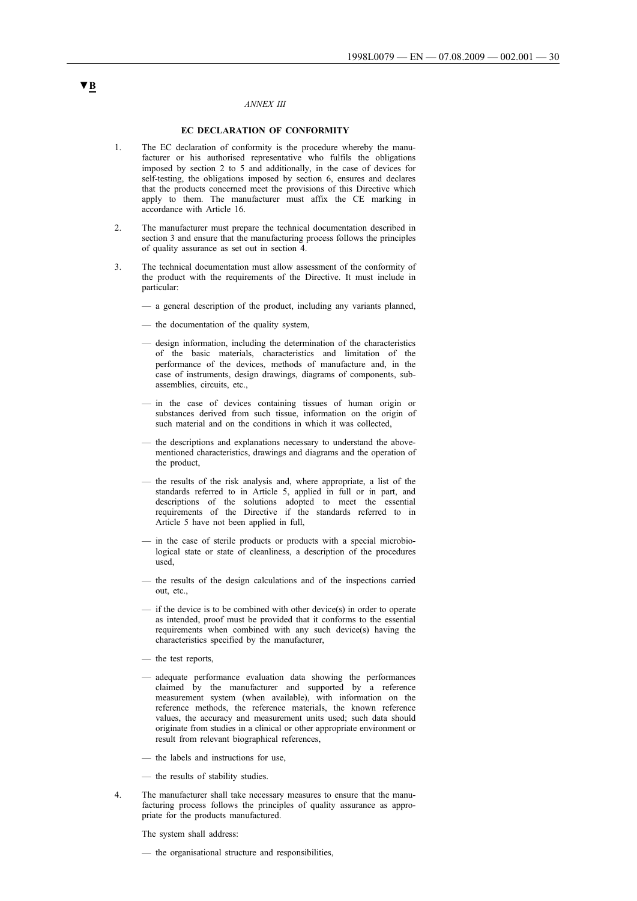▼B

*ANNEX III*

**EC DECLARATION OF CONFORMITY**

1. The EC declaration of conformity is the procedure whereby the manufacturer or his authorised representative who fulfils the obligations imposed by section 2 to 5 and additionally, in the case of devices for self-testing, the obligations imposed by section 6, ensures and declares that the products concerned meet the provisions of this Directive which apply to them. The manufacturer must affix the CE marking in accordance with Article 16.

2. The manufacturer must prepare the technical documentation described in section 3 and ensure that the manufacturing process follows the principles of quality assurance as set out in section 4.

3. The technical documentation must allow assessment of the conformity of the product with the requirements of the Directive. It must include in particular:

   — a general description of the product, including any variants planned,

   — the documentation of the quality system,

   — design information, including the determination of the characteristics of the basic materials, characteristics and limitation of the performance of the devices, methods of manufacture and, in the case of instruments, design drawings, diagrams of components, sub-assemblies, circuits, etc.,

   — in the case of devices containing tissues of human origin or substances derived from such tissue, information on the origin of such material and on the conditions in which it was collected,

   — the descriptions and explanations necessary to understand the above-mentioned characteristics, drawings and diagrams and the operation of the product,

   — the results of the risk analysis and, where appropriate, a list of the standards referred to in Article 5, applied in full or in part, and descriptions of the solutions adopted to meet the essential requirements of the Directive if the standards referred to in Article 5 have not been applied in full,

   — in the case of sterile products or products with a special microbiological state or state of cleanliness, a description of the procedures used,

   — the results of the design calculations and of the inspections carried out, etc.,

   — if the device is to be combined with other device(s) in order to operate as intended, proof must be provided that it conforms to the essential requirements when combined with any such device(s) having the characteristics specified by the manufacturer,

   — the test reports,

   — adequate performance evaluation data showing the performances claimed by the manufacturer and supported by a reference measurement system (when available), with information on the reference methods, the reference materials, the known reference values, the accuracy and measurement units used; such data should originate from studies in a clinical or other appropriate environment or result from relevant biographical references,

   — the labels and instructions for use,

   — the results of stability studies.

4. The manufacturer shall take necessary measures to ensure that the manufacturing process follows the principles of quality assurance as appropriate for the products manufactured.

   The system shall address:

   — the organisational structure and responsibilities,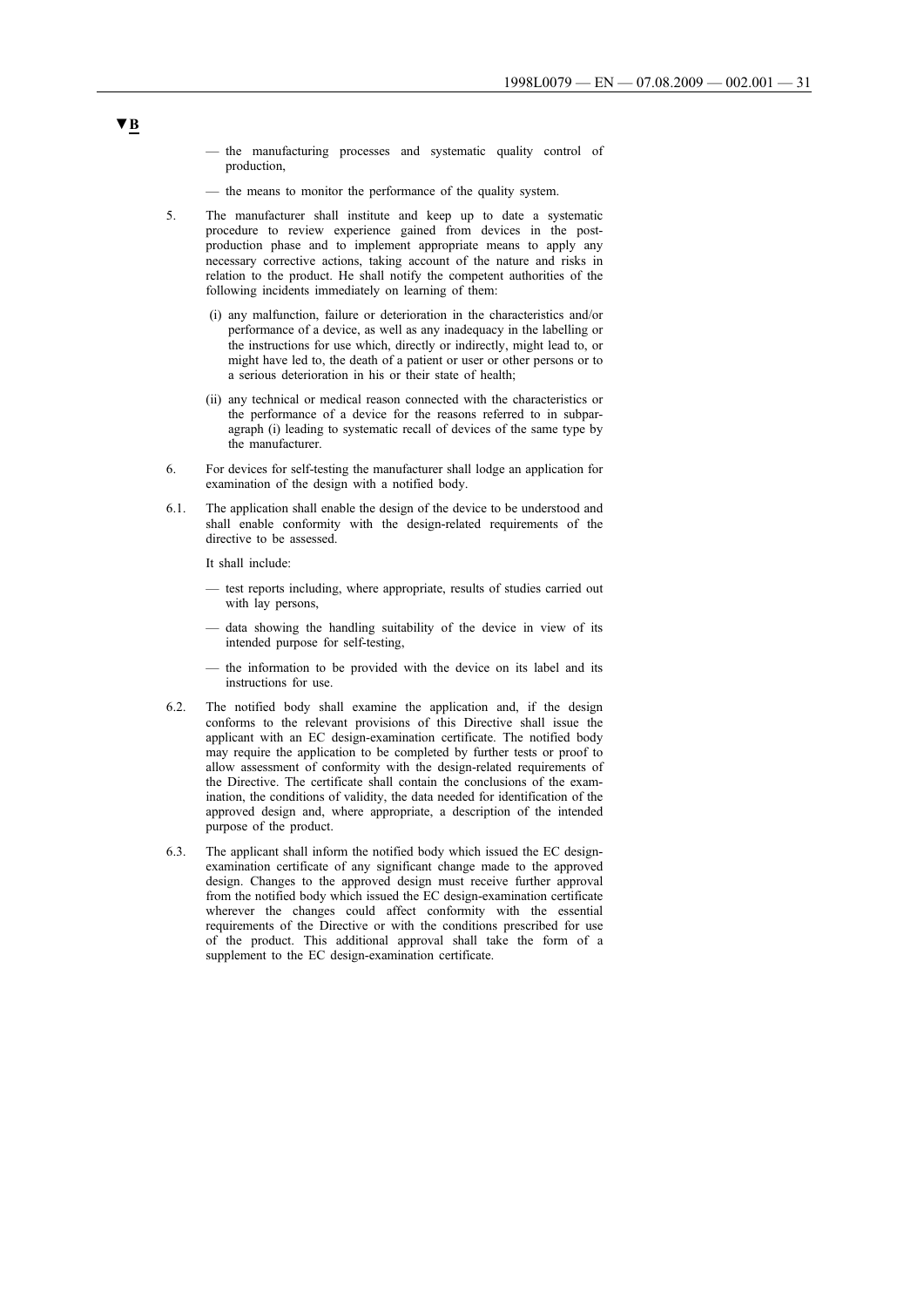▼B

— the manufacturing processes and systematic quality control of production,

— the means to monitor the performance of the quality system.

5. The manufacturer shall institute and keep up to date a systematic procedure to review experience gained from devices in the post-production phase and to implement appropriate means to apply any necessary corrective actions, taking account of the nature and risks in relation to the product. He shall notify the competent authorities of the following incidents immediately on learning of them:

   (i) any malfunction, failure or deterioration in the characteristics and/or performance of a device, as well as any inadequacy in the labelling or the instructions for use which, directly or indirectly, might lead to, or might have led to, the death of a patient or user or other persons or to a serious deterioration in his or their state of health;

   (ii) any technical or medical reason connected with the characteristics or the performance of a device for the reasons referred to in subparagraph (i) leading to systematic recall of devices of the same type by the manufacturer.

6. For devices for self-testing the manufacturer shall lodge an application for examination of the design with a notified body.

6.1. The application shall enable the design of the device to be understood and shall enable conformity with the design-related requirements of the directive to be assessed.

It shall include:

— test reports including, where appropriate, results of studies carried out with lay persons,

— data showing the handling suitability of the device in view of its intended purpose for self-testing,

— the information to be provided with the device on its label and its instructions for use.

6.2. The notified body shall examine the application and, if the design conforms to the relevant provisions of this Directive shall issue the applicant with an EC design-examination certificate. The notified body may require the application to be completed by further tests or proof to allow assessment of conformity with the design-related requirements of the Directive. The certificate shall contain the conclusions of the examination, the conditions of validity, the data needed for identification of the approved design and, where appropriate, a description of the intended purpose of the product.

6.3. The applicant shall inform the notified body which issued the EC design-examination certificate of any significant change made to the approved design. Changes to the approved design must receive further approval from the notified body which issued the EC design-examination certificate wherever the changes could affect conformity with the essential requirements of the Directive or with the conditions prescribed for use of the product. This additional approval shall take the form of a supplement to the EC design-examination certificate.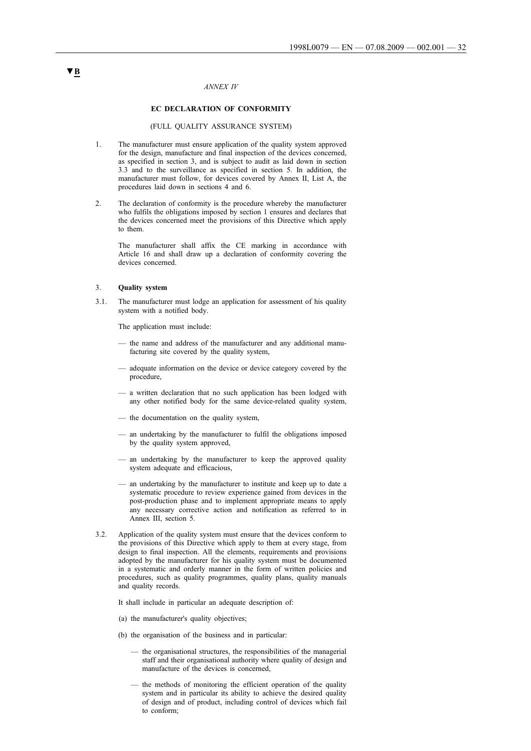▼B

*ANNEX IV*

**EC DECLARATION OF CONFORMITY**

(FULL QUALITY ASSURANCE SYSTEM)

1. The manufacturer must ensure application of the quality system approved for the design, manufacture and final inspection of the devices concerned, as specified in section 3, and is subject to audit as laid down in section 3.3 and to the surveillance as specified in section 5. In addition, the manufacturer must follow, for devices covered by Annex II, List A, the procedures laid down in sections 4 and 6.

2. The declaration of conformity is the procedure whereby the manufacturer who fulfils the obligations imposed by section 1 ensures and declares that the devices concerned meet the provisions of this Directive which apply to them.

   The manufacturer shall affix the CE marking in accordance with Article 16 and shall draw up a declaration of conformity covering the devices concerned.

3. **Quality system**

3.1. The manufacturer must lodge an application for assessment of his quality system with a notified body.

   The application must include:

   — the name and address of the manufacturer and any additional manufacturing site covered by the quality system,

   — adequate information on the device or device category covered by the procedure,

   — a written declaration that no such application has been lodged with any other notified body for the same device-related quality system,

   — the documentation on the quality system,

   — an undertaking by the manufacturer to fulfil the obligations imposed by the quality system approved,

   — an undertaking by the manufacturer to keep the approved quality system adequate and efficacious,

   — an undertaking by the manufacturer to institute and keep up to date a systematic procedure to review experience gained from devices in the post-production phase and to implement appropriate means to apply any necessary corrective action and notification as referred to in Annex III, section 5.

3.2. Application of the quality system must ensure that the devices conform to the provisions of this Directive which apply to them at every stage, from design to final inspection. All the elements, requirements and provisions adopted by the manufacturer for his quality system must be documented in a systematic and orderly manner in the form of written policies and procedures, such as quality programmes, quality plans, quality manuals and quality records.

   It shall include in particular an adequate description of:

   (a) the manufacturer's quality objectives;

   (b) the organisation of the business and in particular:

      — the organisational structures, the responsibilities of the managerial staff and their organisational authority where quality of design and manufacture of the devices is concerned,

      — the methods of monitoring the efficient operation of the quality system and in particular its ability to achieve the desired quality of design and of product, including control of devices which fail to conform;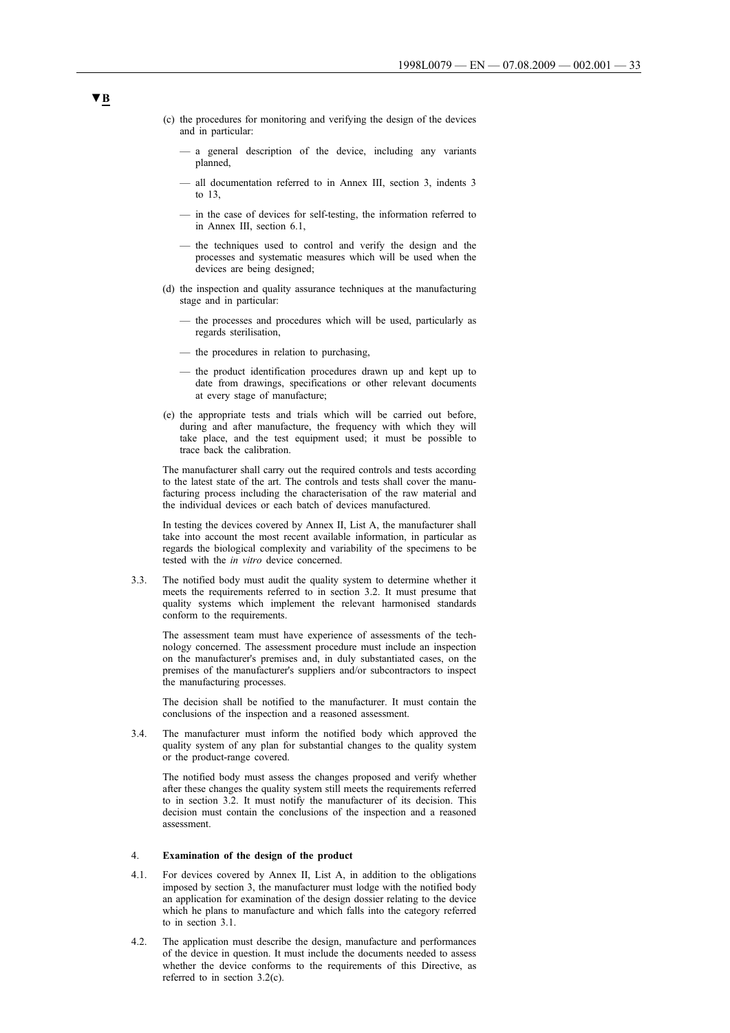**▼B**

(c) the procedures for monitoring and verifying the design of the devices and in particular:

— a general description of the device, including any variants planned,

— all documentation referred to in Annex III, section 3, indents 3 to 13,

— in the case of devices for self-testing, the information referred to in Annex III, section 6.1,

— the techniques used to control and verify the design and the processes and systematic measures which will be used when the devices are being designed;

(d) the inspection and quality assurance techniques at the manufacturing stage and in particular:

— the processes and procedures which will be used, particularly as regards sterilisation,

— the procedures in relation to purchasing,

— the product identification procedures drawn up and kept up to date from drawings, specifications or other relevant documents at every stage of manufacture;

(e) the appropriate tests and trials which will be carried out before, during and after manufacture, the frequency with which they will take place, and the test equipment used; it must be possible to trace back the calibration.

The manufacturer shall carry out the required controls and tests according to the latest state of the art. The controls and tests shall cover the manufacturing process including the characterisation of the raw material and the individual devices or each batch of devices manufactured.

In testing the devices covered by Annex II, List A, the manufacturer shall take into account the most recent available information, in particular as regards the biological complexity and variability of the specimens to be tested with the *in vitro* device concerned.

3.3. The notified body must audit the quality system to determine whether it meets the requirements referred to in section 3.2. It must presume that quality systems which implement the relevant harmonised standards conform to the requirements.

The assessment team must have experience of assessments of the technology concerned. The assessment procedure must include an inspection on the manufacturer's premises and, in duly substantiated cases, on the premises of the manufacturer's suppliers and/or subcontractors to inspect the manufacturing processes.

The decision shall be notified to the manufacturer. It must contain the conclusions of the inspection and a reasoned assessment.

3.4. The manufacturer must inform the notified body which approved the quality system of any plan for substantial changes to the quality system or the product-range covered.

The notified body must assess the changes proposed and verify whether after these changes the quality system still meets the requirements referred to in section 3.2. It must notify the manufacturer of its decision. This decision must contain the conclusions of the inspection and a reasoned assessment.

4. **Examination of the design of the product**

4.1. For devices covered by Annex II, List A, in addition to the obligations imposed by section 3, the manufacturer must lodge with the notified body an application for examination of the design dossier relating to the device which he plans to manufacture and which falls into the category referred to in section 3.1.

4.2. The application must describe the design, manufacture and performances of the device in question. It must include the documents needed to assess whether the device conforms to the requirements of this Directive, as referred to in section 3.2(c).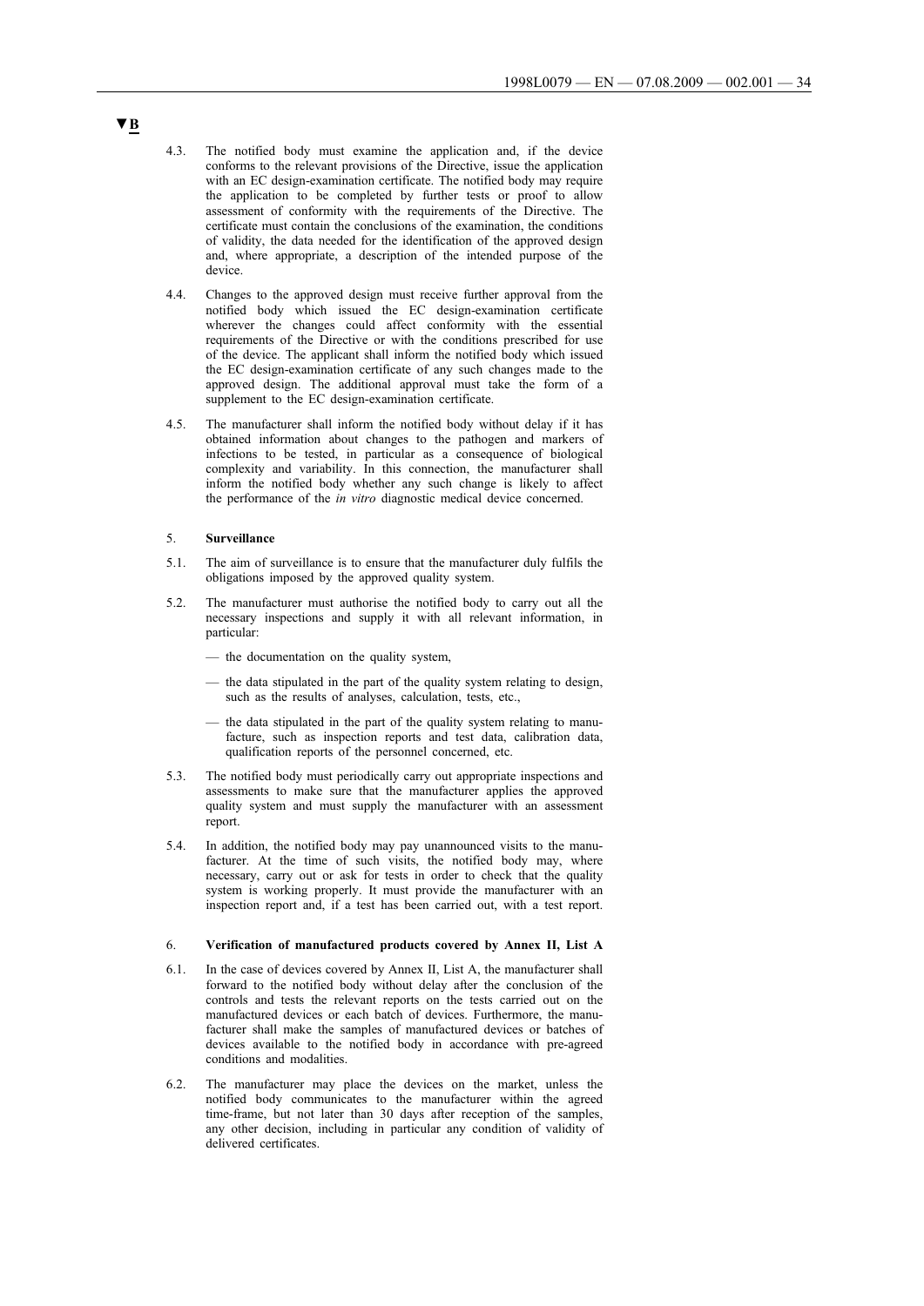▼B

4.3. The notified body must examine the application and, if the device conforms to the relevant provisions of the Directive, issue the application with an EC design-examination certificate. The notified body may require the application to be completed by further tests or proof to allow assessment of conformity with the requirements of the Directive. The certificate must contain the conclusions of the examination, the conditions of validity, the data needed for the identification of the approved design and, where appropriate, a description of the intended purpose of the device.

4.4. Changes to the approved design must receive further approval from the notified body which issued the EC design-examination certificate wherever the changes could affect conformity with the essential requirements of the Directive or with the conditions prescribed for use of the device. The applicant shall inform the notified body which issued the EC design-examination certificate of any such changes made to the approved design. The additional approval must take the form of a supplement to the EC design-examination certificate.

4.5. The manufacturer shall inform the notified body without delay if it has obtained information about changes to the pathogen and markers of infections to be tested, in particular as a consequence of biological complexity and variability. In this connection, the manufacturer shall inform the notified body whether any such change is likely to affect the performance of the *in vitro* diagnostic medical device concerned.

5. **Surveillance**

5.1. The aim of surveillance is to ensure that the manufacturer duly fulfils the obligations imposed by the approved quality system.

5.2. The manufacturer must authorise the notified body to carry out all the necessary inspections and supply it with all relevant information, in particular:

— the documentation on the quality system,

— the data stipulated in the part of the quality system relating to design, such as the results of analyses, calculation, tests, etc.,

— the data stipulated in the part of the quality system relating to manufacture, such as inspection reports and test data, calibration data, qualification reports of the personnel concerned, etc.

5.3. The notified body must periodically carry out appropriate inspections and assessments to make sure that the manufacturer applies the approved quality system and must supply the manufacturer with an assessment report.

5.4. In addition, the notified body may pay unannounced visits to the manufacturer. At the time of such visits, the notified body may, where necessary, carry out or ask for tests in order to check that the quality system is working properly. It must provide the manufacturer with an inspection report and, if a test has been carried out, with a test report.

6. **Verification of manufactured products covered by Annex II, List A**

6.1. In the case of devices covered by Annex II, List A, the manufacturer shall forward to the notified body without delay after the conclusion of the controls and tests the relevant reports on the tests carried out on the manufactured devices or each batch of devices. Furthermore, the manufacturer shall make the samples of manufactured devices or batches of devices available to the notified body in accordance with pre-agreed conditions and modalities.

6.2. The manufacturer may place the devices on the market, unless the notified body communicates to the manufacturer within the agreed time-frame, but not later than 30 days after reception of the samples, any other decision, including in particular any condition of validity of delivered certificates.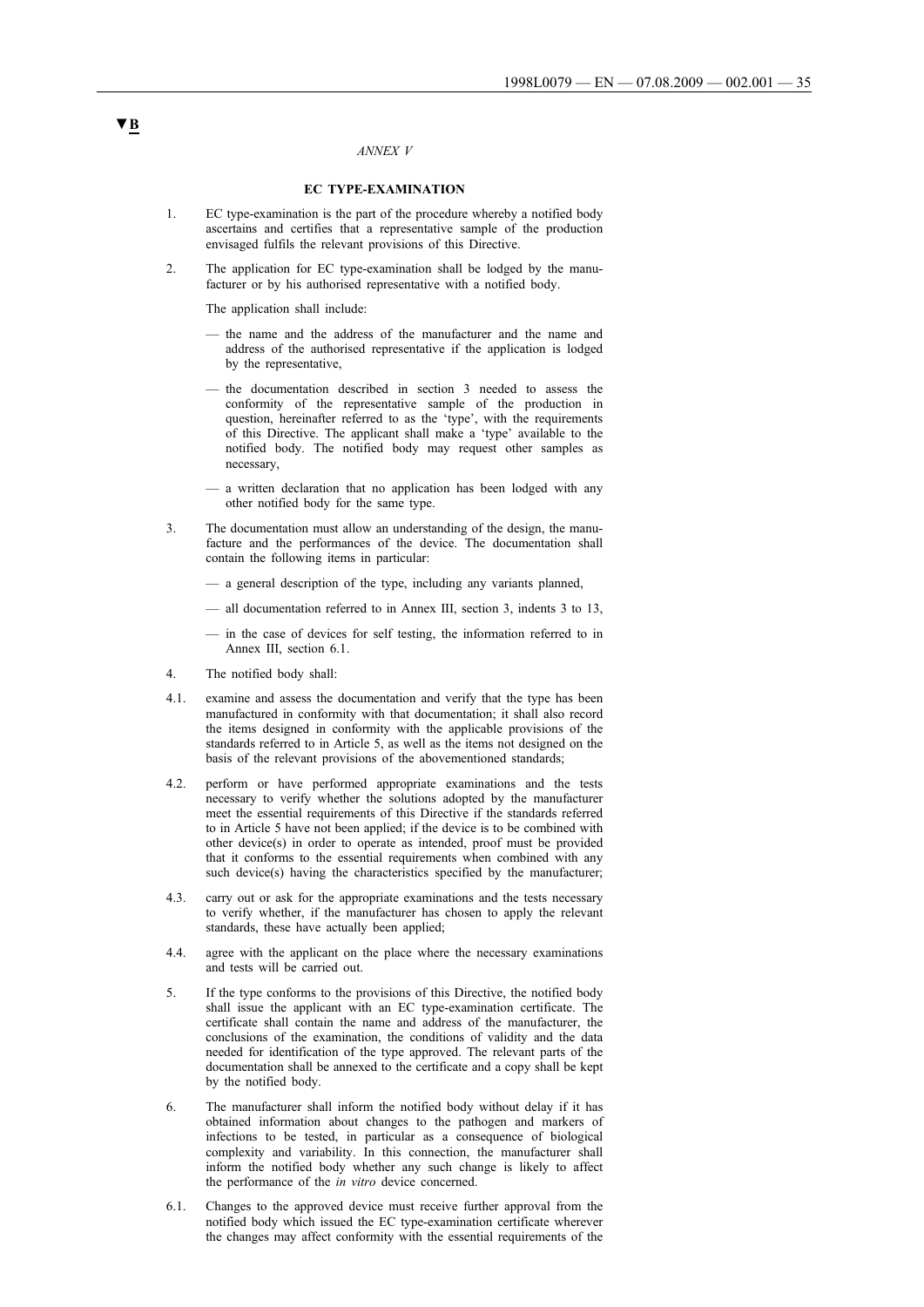▼B

*ANNEX V*

**EC TYPE-EXAMINATION**

1. EC type-examination is the part of the procedure whereby a notified body ascertains and certifies that a representative sample of the production envisaged fulfils the relevant provisions of this Directive.

2. The application for EC type-examination shall be lodged by the manufacturer or by his authorised representative with a notified body.

   The application shall include:

   — the name and the address of the manufacturer and the name and address of the authorised representative if the application is lodged by the representative,

   — the documentation described in section 3 needed to assess the conformity of the representative sample of the production in question, hereinafter referred to as the 'type', with the requirements of this Directive. The applicant shall make a 'type' available to the notified body. The notified body may request other samples as necessary,

   — a written declaration that no application has been lodged with any other notified body for the same type.

3. The documentation must allow an understanding of the design, the manufacture and the performances of the device. The documentation shall contain the following items in particular:

   — a general description of the type, including any variants planned,

   — all documentation referred to in Annex III, section 3, indents 3 to 13,

   — in the case of devices for self testing, the information referred to in Annex III, section 6.1.

4. The notified body shall:

4.1. examine and assess the documentation and verify that the type has been manufactured in conformity with that documentation; it shall also record the items designed in conformity with the applicable provisions of the standards referred to in Article 5, as well as the items not designed on the basis of the relevant provisions of the abovementioned standards;

4.2. perform or have performed appropriate examinations and the tests necessary to verify whether the solutions adopted by the manufacturer meet the essential requirements of this Directive if the standards referred to in Article 5 have not been applied; if the device is to be combined with other device(s) in order to operate as intended, proof must be provided that it conforms to the essential requirements when combined with any such device(s) having the characteristics specified by the manufacturer;

4.3. carry out or ask for the appropriate examinations and the tests necessary to verify whether, if the manufacturer has chosen to apply the relevant standards, these have actually been applied;

4.4. agree with the applicant on the place where the necessary examinations and tests will be carried out.

5. If the type conforms to the provisions of this Directive, the notified body shall issue the applicant with an EC type-examination certificate. The certificate shall contain the name and address of the manufacturer, the conclusions of the examination, the conditions of validity and the data needed for identification of the type approved. The relevant parts of the documentation shall be annexed to the certificate and a copy shall be kept by the notified body.

6. The manufacturer shall inform the notified body without delay if it has obtained information about changes to the pathogen and markers of infections to be tested, in particular as a consequence of biological complexity and variability. In this connection, the manufacturer shall inform the notified body whether any such change is likely to affect the performance of the *in vitro* device concerned.

6.1. Changes to the approved device must receive further approval from the notified body which issued the EC type-examination certificate wherever the changes may affect conformity with the essential requirements of the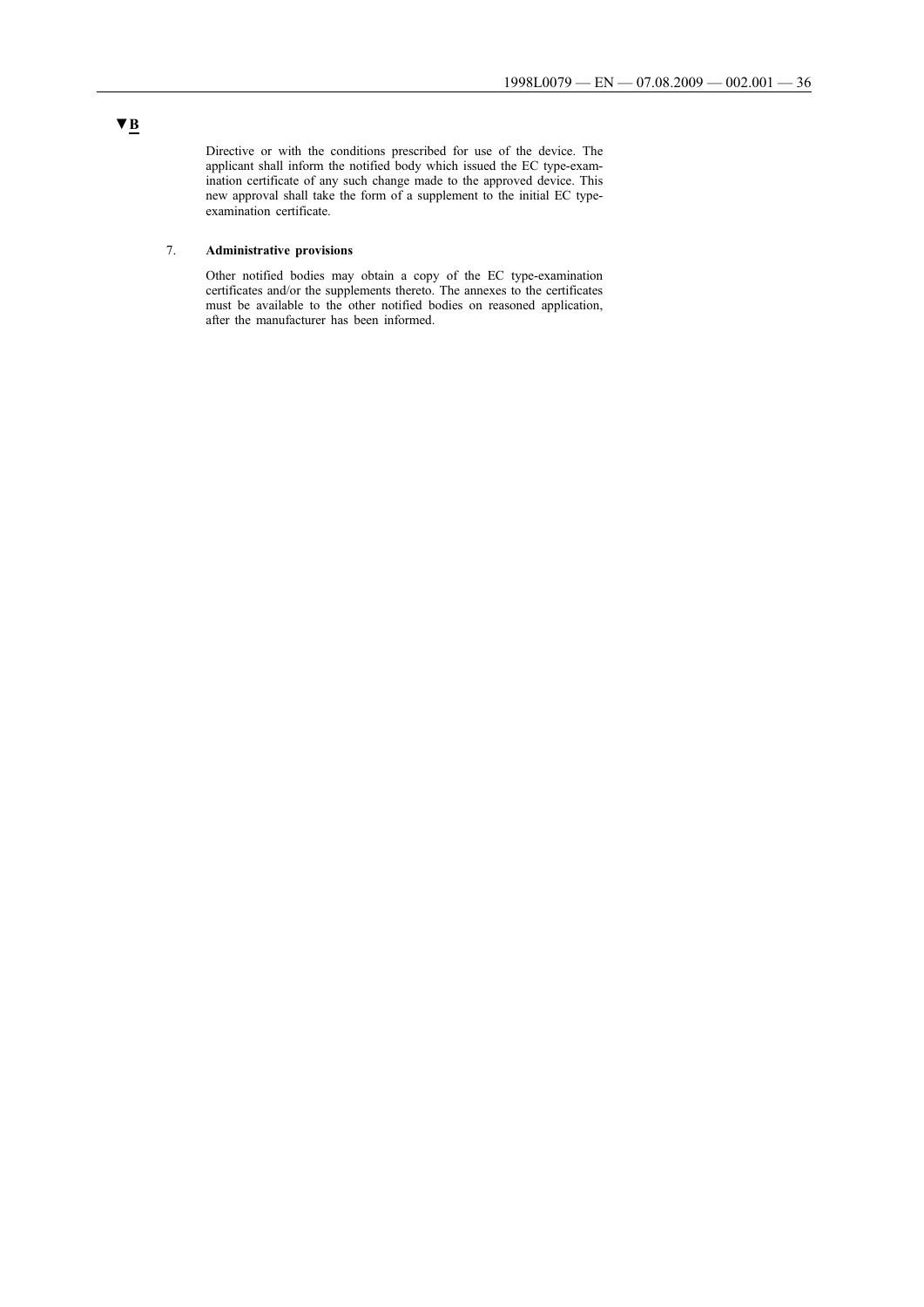▼B

Directive or with the conditions prescribed for use of the device. The applicant shall inform the notified body which issued the EC type-examination certificate of any such change made to the approved device. This new approval shall take the form of a supplement to the initial EC type-examination certificate.

7. **Administrative provisions**

Other notified bodies may obtain a copy of the EC type-examination certificates and/or the supplements thereto. The annexes to the certificates must be available to the other notified bodies on reasoned application, after the manufacturer has been informed.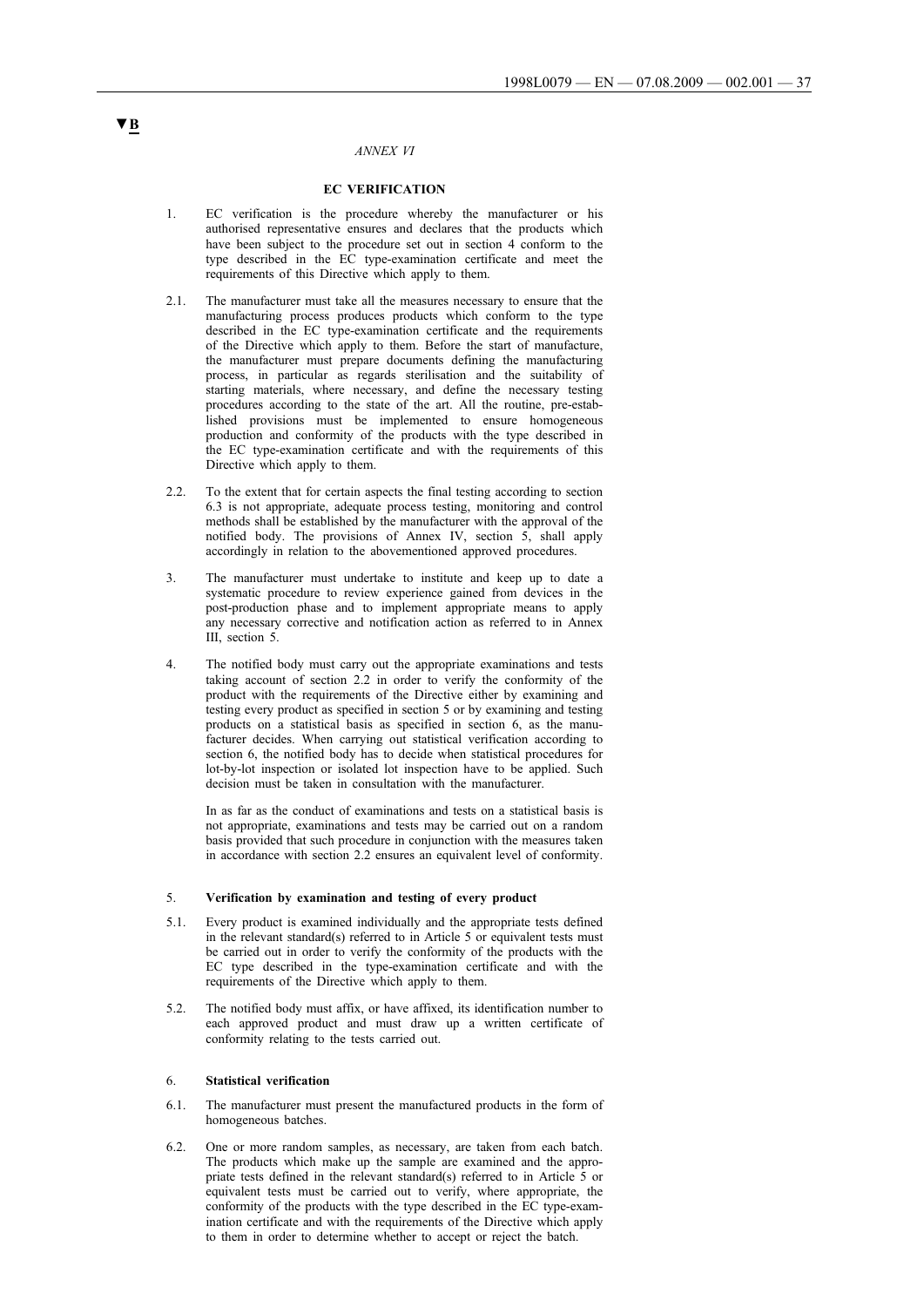▼B

*ANNEX VI*

**EC VERIFICATION**

1. EC verification is the procedure whereby the manufacturer or his authorised representative ensures and declares that the products which have been subject to the procedure set out in section 4 conform to the type described in the EC type-examination certificate and meet the requirements of this Directive which apply to them.

2.1. The manufacturer must take all the measures necessary to ensure that the manufacturing process produces products which conform to the type described in the EC type-examination certificate and the requirements of the Directive which apply to them. Before the start of manufacture, the manufacturer must prepare documents defining the manufacturing process, in particular as regards sterilisation and the suitability of starting materials, where necessary, and define the necessary testing procedures according to the state of the art. All the routine, pre-established provisions must be implemented to ensure homogeneous production and conformity of the products with the type described in the EC type-examination certificate and with the requirements of this Directive which apply to them.

2.2. To the extent that for certain aspects the final testing according to section 6.3 is not appropriate, adequate process testing, monitoring and control methods shall be established by the manufacturer with the approval of the notified body. The provisions of Annex IV, section 5, shall apply accordingly in relation to the abovementioned approved procedures.

3. The manufacturer must undertake to institute and keep up to date a systematic procedure to review experience gained from devices in the post-production phase and to implement appropriate means to apply any necessary corrective and notification action as referred to in Annex III, section 5.

4. The notified body must carry out the appropriate examinations and tests taking account of section 2.2 in order to verify the conformity of the product with the requirements of the Directive either by examining and testing every product as specified in section 5 or by examining and testing products on a statistical basis as specified in section 6, as the manufacturer decides. When carrying out statistical verification according to section 6, the notified body has to decide when statistical procedures for lot-by-lot inspection or isolated lot inspection have to be applied. Such decision must be taken in consultation with the manufacturer.

   In as far as the conduct of examinations and tests on a statistical basis is not appropriate, examinations and tests may be carried out on a random basis provided that such procedure in conjunction with the measures taken in accordance with section 2.2 ensures an equivalent level of conformity.

5. **Verification by examination and testing of every product**

5.1. Every product is examined individually and the appropriate tests defined in the relevant standard(s) referred to in Article 5 or equivalent tests must be carried out in order to verify the conformity of the products with the EC type described in the type-examination certificate and with the requirements of the Directive which apply to them.

5.2. The notified body must affix, or have affixed, its identification number to each approved product and must draw up a written certificate of conformity relating to the tests carried out.

6. **Statistical verification**

6.1. The manufacturer must present the manufactured products in the form of homogeneous batches.

6.2. One or more random samples, as necessary, are taken from each batch. The products which make up the sample are examined and the appropriate tests defined in the relevant standard(s) referred to in Article 5 or equivalent tests must be carried out to verify, where appropriate, the conformity of the products with the type described in the EC type-examination certificate and with the requirements of the Directive which apply to them in order to determine whether to accept or reject the batch.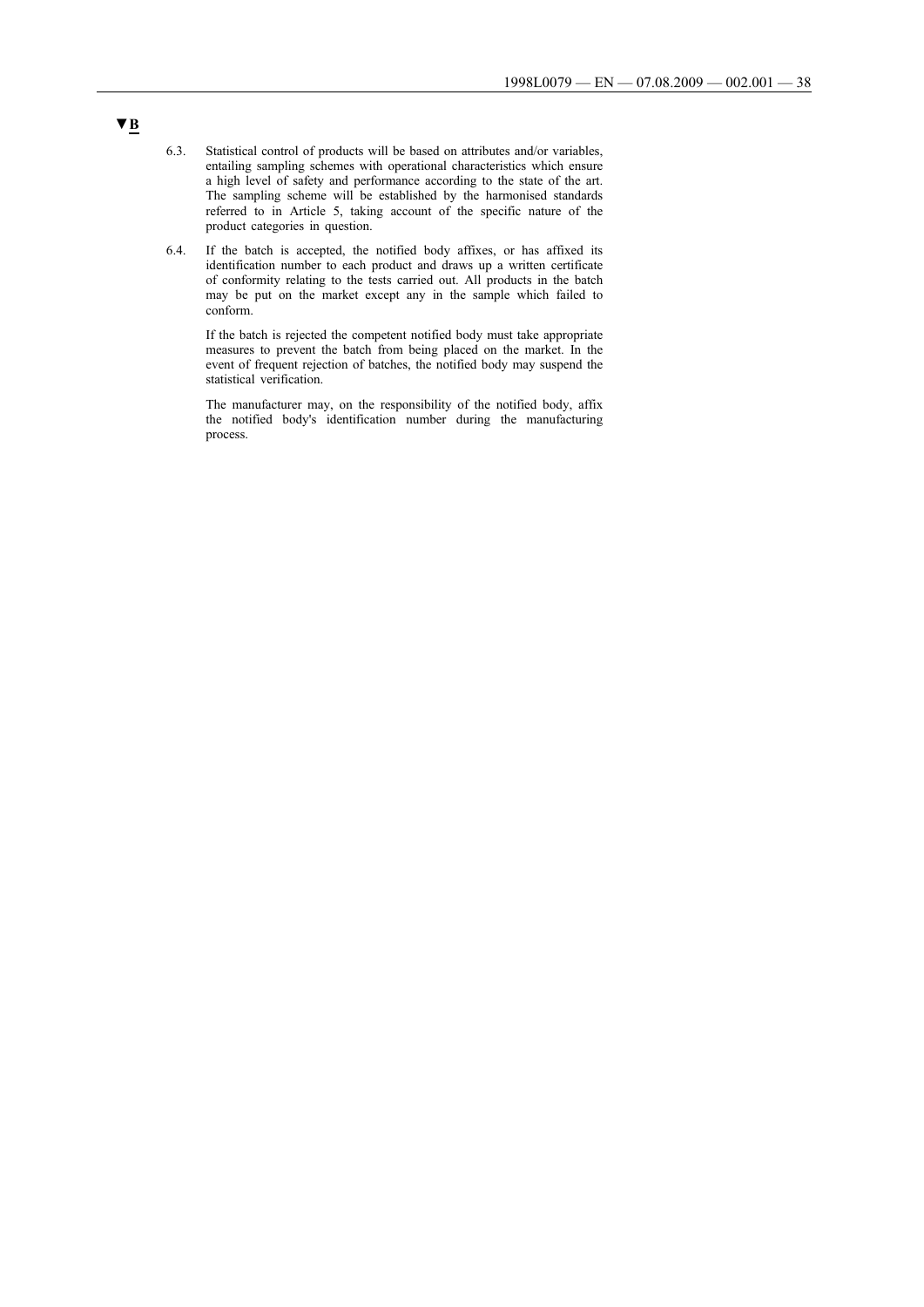▼B

6.3. Statistical control of products will be based on attributes and/or variables, entailing sampling schemes with operational characteristics which ensure a high level of safety and performance according to the state of the art. The sampling scheme will be established by the harmonised standards referred to in Article 5, taking account of the specific nature of the product categories in question.

6.4. If the batch is accepted, the notified body affixes, or has affixed its identification number to each product and draws up a written certificate of conformity relating to the tests carried out. All products in the batch may be put on the market except any in the sample which failed to conform.

If the batch is rejected the competent notified body must take appropriate measures to prevent the batch from being placed on the market. In the event of frequent rejection of batches, the notified body may suspend the statistical verification.

The manufacturer may, on the responsibility of the notified body, affix the notified body's identification number during the manufacturing process.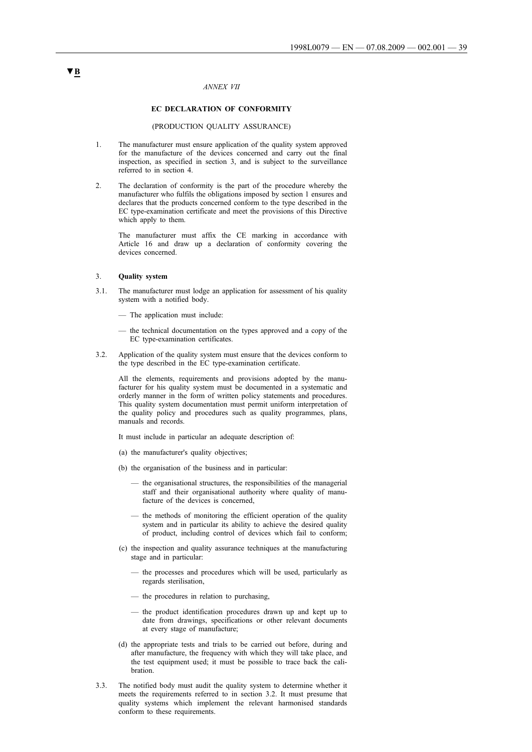▼B

*ANNEX VII*

**EC DECLARATION OF CONFORMITY**

(PRODUCTION QUALITY ASSURANCE)

1. The manufacturer must ensure application of the quality system approved for the manufacture of the devices concerned and carry out the final inspection, as specified in section 3, and is subject to the surveillance referred to in section 4.

2. The declaration of conformity is the part of the procedure whereby the manufacturer who fulfils the obligations imposed by section 1 ensures and declares that the products concerned conform to the type described in the EC type-examination certificate and meet the provisions of this Directive which apply to them.

   The manufacturer must affix the CE marking in accordance with Article 16 and draw up a declaration of conformity covering the devices concerned.

3. **Quality system**

3.1. The manufacturer must lodge an application for assessment of his quality system with a notified body.

   — The application must include:

   — the technical documentation on the types approved and a copy of the EC type-examination certificates.

3.2. Application of the quality system must ensure that the devices conform to the type described in the EC type-examination certificate.

   All the elements, requirements and provisions adopted by the manufacturer for his quality system must be documented in a systematic and orderly manner in the form of written policy statements and procedures. This quality system documentation must permit uniform interpretation of the quality policy and procedures such as quality programmes, plans, manuals and records.

   It must include in particular an adequate description of:

   (a) the manufacturer's quality objectives;

   (b) the organisation of the business and in particular:

      — the organisational structures, the responsibilities of the managerial staff and their organisational authority where quality of manufacture of the devices is concerned,

      — the methods of monitoring the efficient operation of the quality system and in particular its ability to achieve the desired quality of product, including control of devices which fail to conform;

   (c) the inspection and quality assurance techniques at the manufacturing stage and in particular:

      — the processes and procedures which will be used, particularly as regards sterilisation,

      — the procedures in relation to purchasing,

      — the product identification procedures drawn up and kept up to date from drawings, specifications or other relevant documents at every stage of manufacture;

   (d) the appropriate tests and trials to be carried out before, during and after manufacture, the frequency with which they will take place, and the test equipment used; it must be possible to trace back the calibration.

3.3. The notified body must audit the quality system to determine whether it meets the requirements referred to in section 3.2. It must presume that quality systems which implement the relevant harmonised standards conform to these requirements.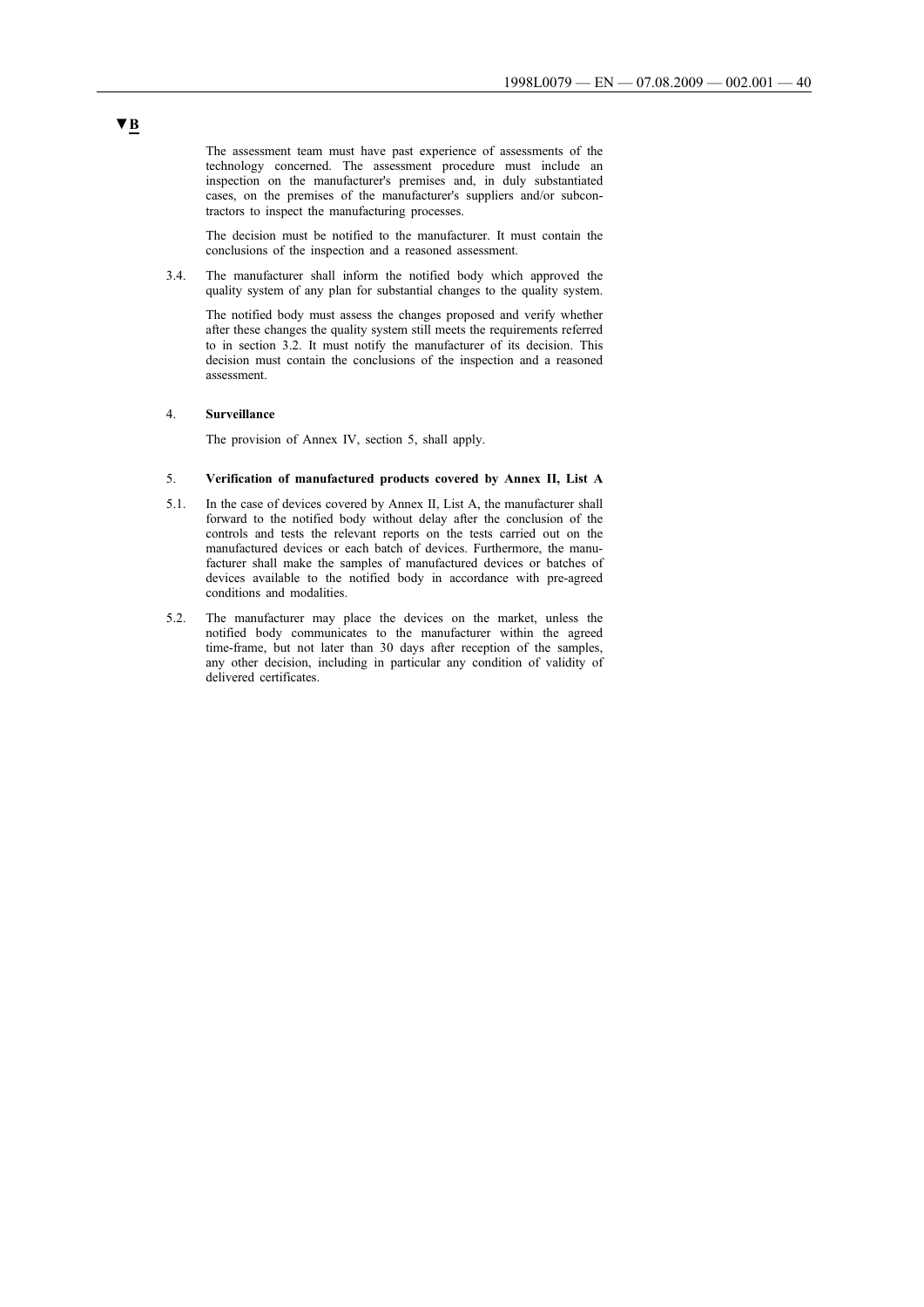▼B

The assessment team must have past experience of assessments of the technology concerned. The assessment procedure must include an inspection on the manufacturer's premises and, in duly substantiated cases, on the premises of the manufacturer's suppliers and/or subcontractors to inspect the manufacturing processes.

The decision must be notified to the manufacturer. It must contain the conclusions of the inspection and a reasoned assessment.

3.4. The manufacturer shall inform the notified body which approved the quality system of any plan for substantial changes to the quality system.

The notified body must assess the changes proposed and verify whether after these changes the quality system still meets the requirements referred to in section 3.2. It must notify the manufacturer of its decision. This decision must contain the conclusions of the inspection and a reasoned assessment.

4. **Surveillance**

The provision of Annex IV, section 5, shall apply.

5. **Verification of manufactured products covered by Annex II, List A**

5.1. In the case of devices covered by Annex II, List A, the manufacturer shall forward to the notified body without delay after the conclusion of the controls and tests the relevant reports on the tests carried out on the manufactured devices or each batch of devices. Furthermore, the manufacturer shall make the samples of manufactured devices or batches of devices available to the notified body in accordance with pre-agreed conditions and modalities.

5.2. The manufacturer may place the devices on the market, unless the notified body communicates to the manufacturer within the agreed time-frame, but not later than 30 days after reception of the samples, any other decision, including in particular any condition of validity of delivered certificates.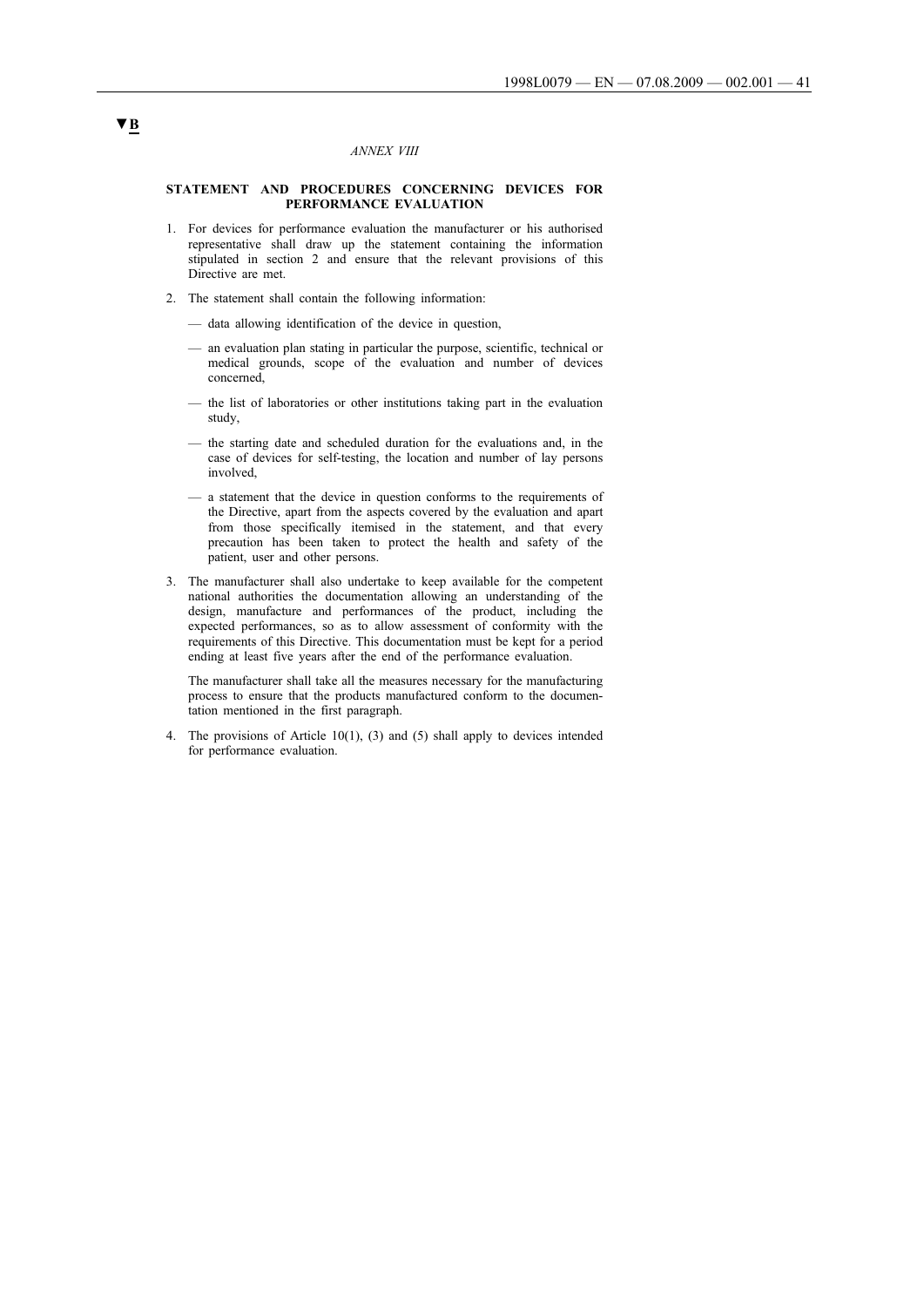▼B

*ANNEX VIII*

**STATEMENT AND PROCEDURES CONCERNING DEVICES FOR PERFORMANCE EVALUATION**

1. For devices for performance evaluation the manufacturer or his authorised representative shall draw up the statement containing the information stipulated in section 2 and ensure that the relevant provisions of this Directive are met.

2. The statement shall contain the following information:

   — data allowing identification of the device in question,

   — an evaluation plan stating in particular the purpose, scientific, technical or medical grounds, scope of the evaluation and number of devices concerned,

   — the list of laboratories or other institutions taking part in the evaluation study,

   — the starting date and scheduled duration for the evaluations and, in the case of devices for self-testing, the location and number of lay persons involved,

   — a statement that the device in question conforms to the requirements of the Directive, apart from the aspects covered by the evaluation and apart from those specifically itemised in the statement, and that every precaution has been taken to protect the health and safety of the patient, user and other persons.

3. The manufacturer shall also undertake to keep available for the competent national authorities the documentation allowing an understanding of the design, manufacture and performances of the product, including the expected performances, so as to allow assessment of conformity with the requirements of this Directive. This documentation must be kept for a period ending at least five years after the end of the performance evaluation.

   The manufacturer shall take all the measures necessary for the manufacturing process to ensure that the products manufactured conform to the documentation mentioned in the first paragraph.

4. The provisions of Article 10(1), (3) and (5) shall apply to devices intended for performance evaluation.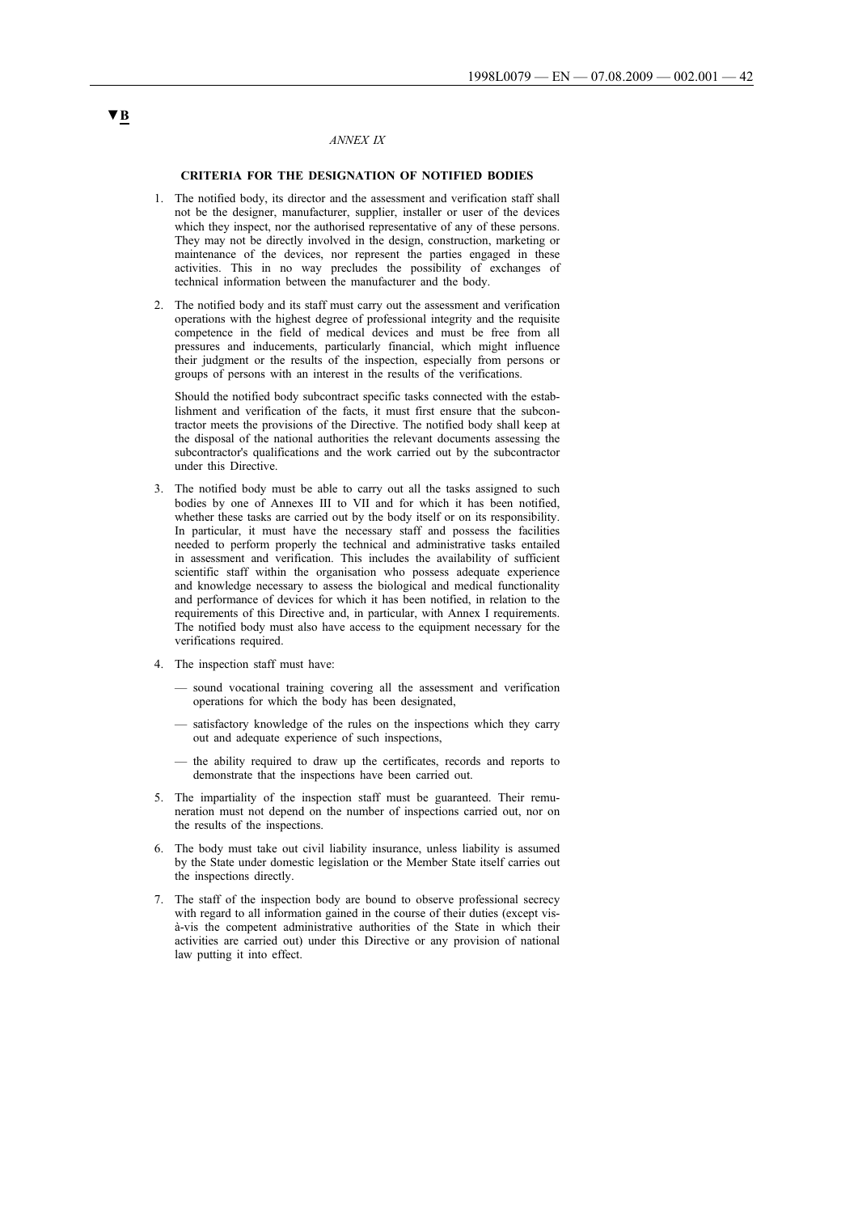▼B

*ANNEX IX*

**CRITERIA FOR THE DESIGNATION OF NOTIFIED BODIES**

1. The notified body, its director and the assessment and verification staff shall not be the designer, manufacturer, supplier, installer or user of the devices which they inspect, nor the authorised representative of any of these persons. They may not be directly involved in the design, construction, marketing or maintenance of the devices, nor represent the parties engaged in these activities. This in no way precludes the possibility of exchanges of technical information between the manufacturer and the body.

2. The notified body and its staff must carry out the assessment and verification operations with the highest degree of professional integrity and the requisite competence in the field of medical devices and must be free from all pressures and inducements, particularly financial, which might influence their judgment or the results of the inspection, especially from persons or groups of persons with an interest in the results of the verifications.

   Should the notified body subcontract specific tasks connected with the establishment and verification of the facts, it must first ensure that the subcontractor meets the provisions of the Directive. The notified body shall keep at the disposal of the national authorities the relevant documents assessing the subcontractor's qualifications and the work carried out by the subcontractor under this Directive.

3. The notified body must be able to carry out all the tasks assigned to such bodies by one of Annexes III to VII and for which it has been notified, whether these tasks are carried out by the body itself or on its responsibility. In particular, it must have the necessary staff and possess the facilities needed to perform properly the technical and administrative tasks entailed in assessment and verification. This includes the availability of sufficient scientific staff within the organisation who possess adequate experience and knowledge necessary to assess the biological and medical functionality and performance of devices for which it has been notified, in relation to the requirements of this Directive and, in particular, with Annex I requirements. The notified body must also have access to the equipment necessary for the verifications required.

4. The inspection staff must have:

   — sound vocational training covering all the assessment and verification operations for which the body has been designated,

   — satisfactory knowledge of the rules on the inspections which they carry out and adequate experience of such inspections,

   — the ability required to draw up the certificates, records and reports to demonstrate that the inspections have been carried out.

5. The impartiality of the inspection staff must be guaranteed. Their remuneration must not depend on the number of inspections carried out, nor on the results of the inspections.

6. The body must take out civil liability insurance, unless liability is assumed by the State under domestic legislation or the Member State itself carries out the inspections directly.

7. The staff of the inspection body are bound to observe professional secrecy with regard to all information gained in the course of their duties (except vis-à-vis the competent administrative authorities of the State in which their activities are carried out) under this Directive or any provision of national law putting it into effect.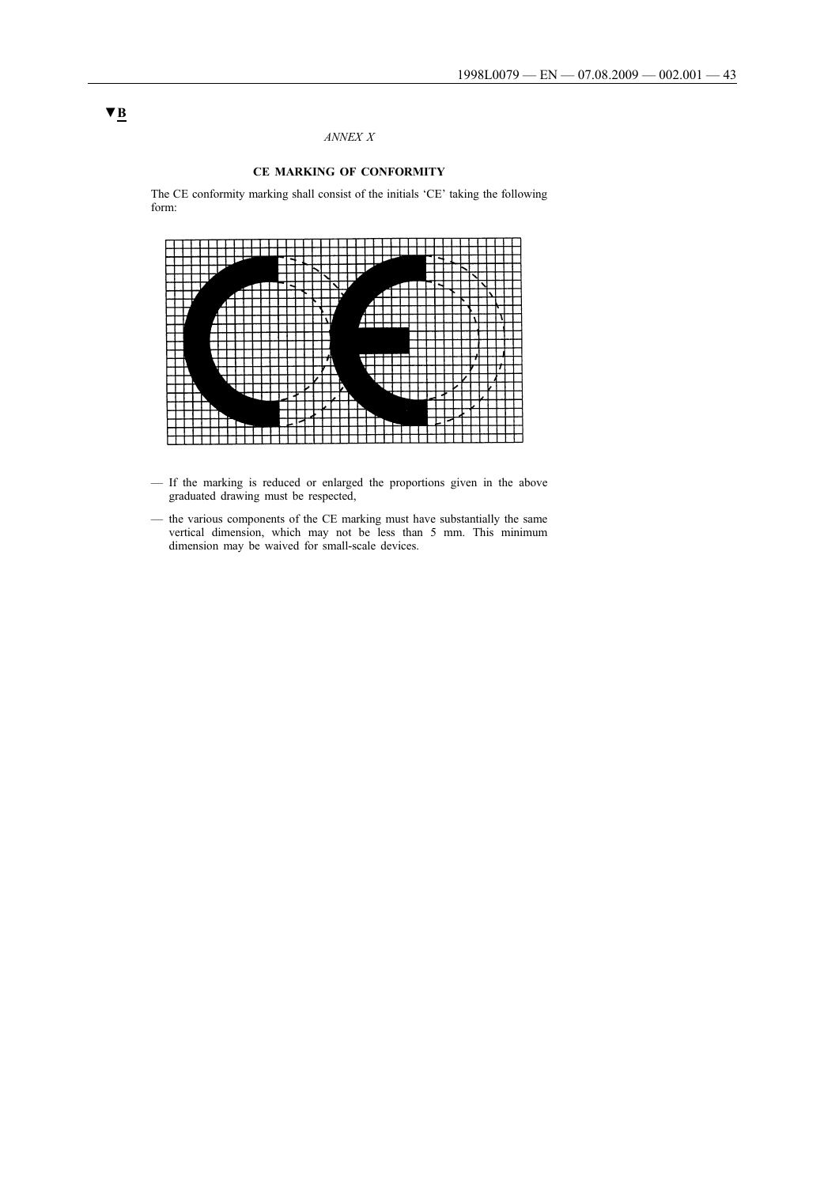▼B

*ANNEX X*

**CE MARKING OF CONFORMITY**

The CE conformity marking shall consist of the initials 'CE' taking the following form:

— If the marking is reduced or enlarged the proportions given in the above graduated drawing must be respected,

— the various components of the CE marking must have substantially the same vertical dimension, which may not be less than 5 mm. This minimum dimension may be waived for small-scale devices.